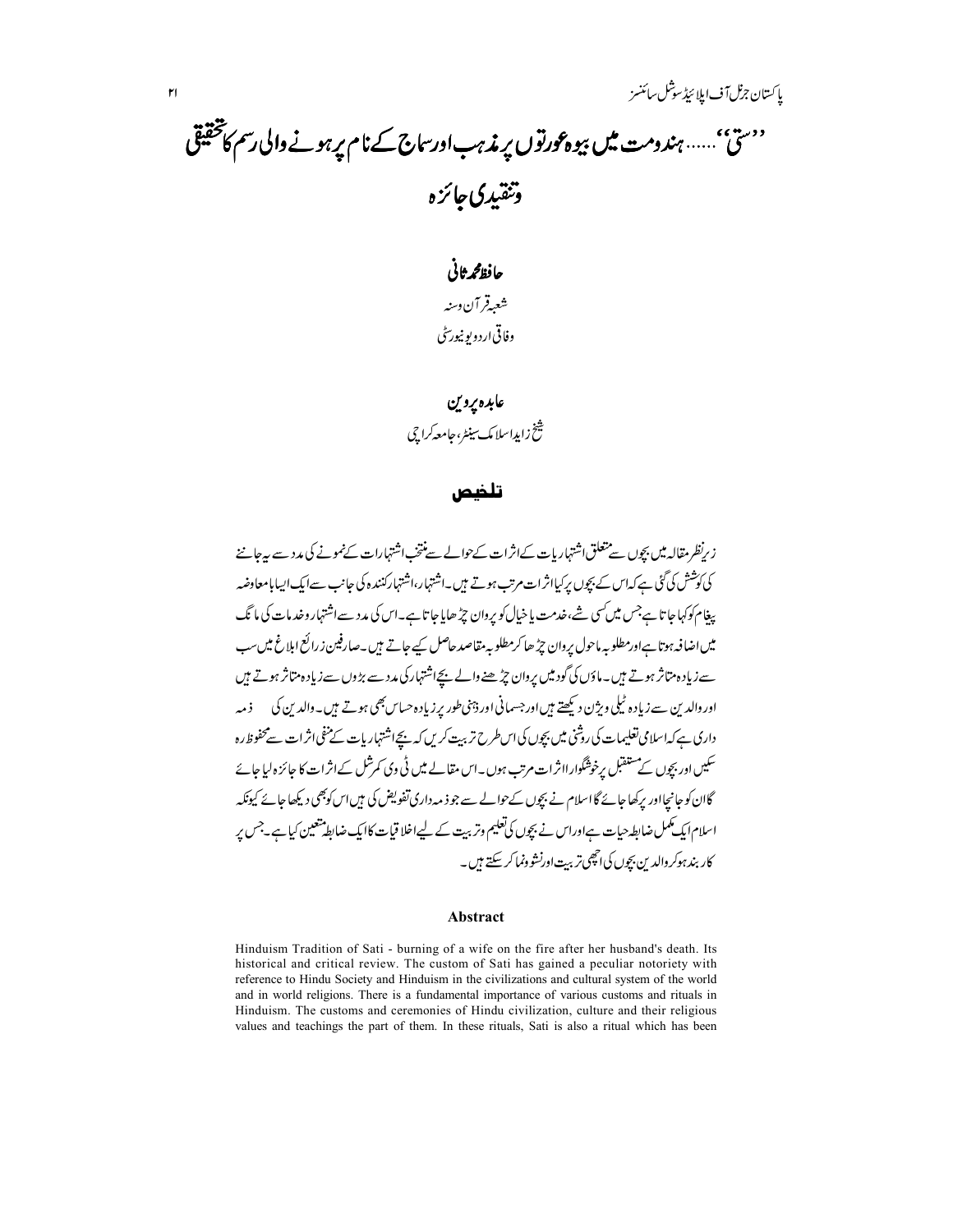# ''ستی''...... ہندومت میں بیوہ عورتوں پر مذہب اور سماج کے نام پر ہونے والی رسم کا تحقیقی وتنقیدی جائزہ

**حافظ محمد ثانی**
شعبہ قرآن وسنہ
وفاقی اردو یونیورسٹی

**عابدہ پروین**
شیخ زاید اسلامک سینٹر، جامعہ کراچی

## تلخیص

زیر نظر مقالہ میں بچوں سے متعلق اشتہاریات کے اثرات کے حوالے سے منتخب اشتہارات کے نمونے کی مدد سے یہ جاننے کی کوشش کی گئی ہے کہ اس کے بچوں پر کیا اثرات مرتب ہوتے ہیں۔ اشتہار، اشتہار کنندہ کی جانب سے ایک ایسا معاوضہ پیغام کو کہا جاتا ہے جس میں کسی شے، خدمت یا خیال کو پروان چڑھایا جاتا ہے۔ اس کی مدد سے اشتہار وخدمات کی مانگ میں اضافہ ہوتا ہے اور مطلوبہ ماحول پروان چڑھا کر مطلوبہ مقاصد حاصل کیے جاتے ہیں۔ صارفین ذرائع ابلاغ میں سب سے زیادہ متاثر ہوتے ہیں۔ ماؤں کی گود میں پروان چڑھنے والے بچے اشتہار کی مدد سے بڑوں سے زیادہ متاثر ہوتے ہیں اور والدین سے زیادہ ٹیلی ویژن دیکھتے ہیں اور جسمانی اور ذہنی طور پر زیادہ حساس بھی ہوتے ہیں۔ والدین کی ذمہ داری ہے کہ اسلامی تعلیمات کی روشنی میں بچوں کی اس طرح تربیت کریں کہ بچے اشتہاریات کے منفی اثرات سے محفوظ رہ سکیں اور بچوں کے مستقبل پر خوشگوار اثرات مرتب ہوں۔ اس مقالے میں ٹی وی کمرشل کے اثرات کا جائزہ لیا جائے گا ان کو جانچا اور پرکھا جائے گا اسلام نے بچوں کے حوالے سے جو ذمہ داری تفویض کی ہیں اس کو بھی دیکھا جائے کیونکہ اسلام ایک مکمل ضابطہ حیات ہے اور اس نے بچوں کی تعلیم وتربیت کے لیے اخلاقیات کا ایک ضابطہ متعین کیا ہے۔ جس پر کاربند ہو کر والدین بچوں کی اچھی تربیت اور نشوونما کر سکتے ہیں۔

## Abstract

Hinduism Tradition of Sati - burning of a wife on the fire after her husband's death. Its historical and critical review. The custom of Sati has gained a peculiar notoriety with reference to Hindu Society and Hinduism in the civilizations and cultural system of the world and in world religions. There is a fundamental importance of various customs and rituals in Hinduism. The customs and ceremonies of Hindu civilization, culture and their religious values and teachings the part of them. In these rituals, Sati is also a ritual which has been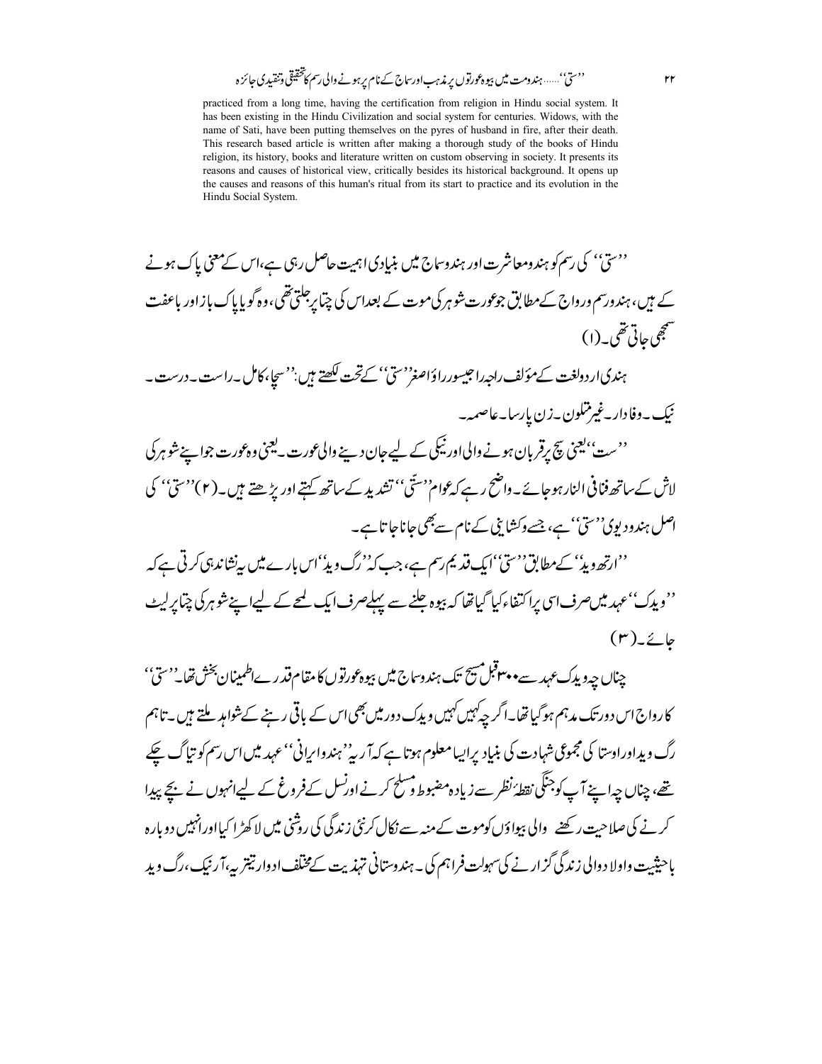practiced from a long time, having the certification from religion in Hindu social system. It has been existing in the Hindu Civilization and social system for centuries. Widows, with the name of Sati, have been putting themselves on the pyres of husband in fire, after their death. This research based article is written after making a thorough study of the books of Hindu religion, its history, books and literature written on custom observing in society. It presents its reasons and causes of historical view, critically besides its historical background. It opens up the causes and reasons of this human's ritual from its start to practice and its evolution in the Hindu Social System.

''ستی'' کی رسم کو ہندو معاشرت اور ہندو سماج میں بنیادی اہمیت حاصل رہی ہے، اس کے معنی پاک ہونے کے ہیں، ہندو رسم و رواج کے مطابق جو عورت شوہر کی موت کے بعد اس کی چتا پر جلتی تھی، وہ گویا پاک باز اور باعفت سمجھی جاتی تھی۔(۱)

ہندی اردو لغت کے مؤلف راجہ راجیسور راؤ اصغر ''ستی'' کے تحت لکھتے ہیں: ''سچا، کامل۔ راست۔ درست۔ نیک۔ وفادار۔ غیر متلون۔ زن پارسا۔ عاصمہ۔

''ست'' یعنی سچ پر قربان ہونے والی اور نیکی کے لیے جان دینے والی عورت۔ یعنی وہ عورت جو اپنے شوہر کی لاش کے ساتھ فنا فی النار ہو جائے۔ واضح رہے کہ عوام ''ستّی'' تشدید کے ساتھ کہتے اور پڑھتے ہیں۔(۲) ''ستی'' کی اصل ہندو دیوی ''ستی'' ہے، جسے وکشاینی کے نام سے بھی جانا جاتا ہے۔

''ارتھ وید'' کے مطابق ''ستی'' ایک قدیم رسم ہے، جب کہ ''رگ وید'' اس بارے میں یہ نشاندہی کرتی ہے کہ ''ویدک'' عہد میں صرف اسی پر اکتفاء کیا گیا تھا کہ بیوہ جلنے سے پہلے صرف ایک لمحے کے لیے اپنے شوہر کی چتا پر لیٹ جائے۔(۳)

چناں چہ ویدک عہد سے ۳۰۰ قبل مسیح تک ہندو سماج میں بیوہ عورتوں کا مقام قدرے اطمینان بخش تھا۔ ''ستی'' کا رواج اس دور تک مدہم ہو گیا تھا۔ اگرچہ کہیں کہیں ویدک دور میں بھی اس کے باقی رہنے کے شواہد ملتے ہیں۔ تاہم رگ وید اور اوستا کی مجموعی شہادت کی بنیاد پر ایسا معلوم ہوتا ہے کہ آریہ ''ہندو ایرانی'' عہد میں اس رسم کو تیاگ چکے تھے، چناں چہ اپنے آپ کو جنگی نقطۂ نظر سے زیادہ مضبوط و مسلح کرنے اور نسل کے فروغ کے لیے انہوں نے بچے پیدا کرنے کی صلاحیت رکھنے والی بیواؤں کو موت کے منہ سے نکال کر نئی زندگی کی روشنی میں لا کھڑا کیا اور انہیں دوبارہ باحیثیت و اولاد والی زندگی گزارنے کی سہولت فراہم کی۔ ہندوستانی تہذیب کے مختلف ادوار تیتریہ، آرنیک، رگ وید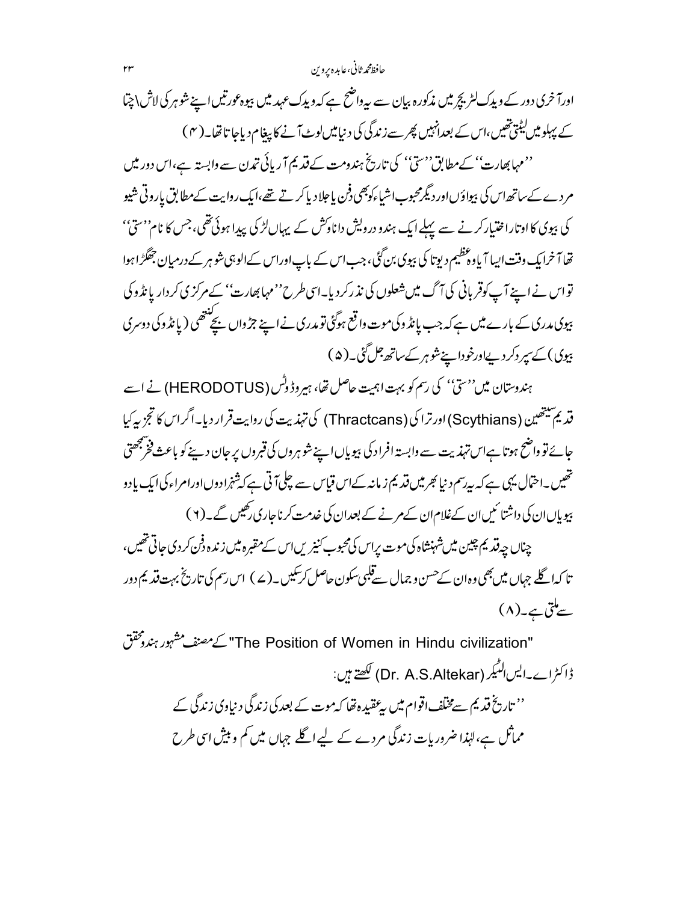اور آخری دور کے ویدک لٹریچر میں مذکورہ بیان سے یہ واضح ہے کہ ویدک عہد میں بیوہ عورتیں اپنے شوہر کی لاش\چتا کے پہلو میں لیٹتی تھیں، اس کے بعد انہیں پھر سے زندگی کی دنیا میں لوٹ آنے کا پیغام دیا جاتا تھا۔(۴)

''مہابھارت'' کے مطابق ''ستی'' کی تاریخ ہندومت کے قدیم آریائی تمدن سے وابستہ ہے، اس دور میں مردے کے ساتھ اس کی بیواؤں اور دیگر محبوب اشیاء کو بھی دفن یا جلا دیا کرتے تھے، ایک روایت کے مطابق پاروتی شیو کی بیوی کا اوتار اختیار کرنے سے پہلے ایک ہندو درویش داناوکش کے یہاں لڑکی پیدا ہوئی تھی، جس کا نام ''ستی'' تھا آخر ایک وقت ایسا آیا وہ عظیم دیوتا کی بیوی بن گئی، جب اس کے باپ اور اس کے الوہی شوہر کے درمیان جھگڑا ہوا تو اس نے اپنے آپ کو قربانی کی آگ میں شعلوں کی نذر کر دیا۔ اسی طرح ''مہابھارت'' کے مرکزی کردار پانڈو کی بیوی مدری کے بارے میں ہے کہ جب پانڈو کی موت واقع ہوگئی تو مدری نے اپنے جڑواں بچے کنتھی (پانڈو کی دوسری بیوی) کے سپرد کر دیے اور خود اپنے شوہر کے ساتھ جل گئی۔(۵)

ہندوستان میں ''ستی'' کی رسم کو بہت اہمیت حاصل تھا، ہیروڈوٹس (HERODOTUS) نے اسے قدیم سیتھین (Scythians) اور تراکی (Thractcans) کی تہذیب کی روایت قرار دیا۔ اگر اس کا تجزیہ کیا جائے تو واضح ہوتا ہے اس تہذیب سے وابستہ افراد کی بیویاں اپنے شوہروں کی قبروں پر جان دینے کو باعث فخر سمجھتی تھیں۔ احتمال یہی ہے کہ یہ رسم دنیا بھر میں قدیم زمانہ کے اس قیاس سے چلی آتی ہے کہ شہزادوں اور امراء کی ایک یا دو بیویاں ان کی داشتائیں ان کے غلام ان کے مرنے کے بعد ان کی خدمت کرنا جاری رکھیں گے۔(۶)

چناں چہ قدیم چین میں شہنشاہ کی موت پر اس کی محبوب کنیزیں اس کے مقبرہ میں زندہ دفن کر دی جاتی تھیں، تاکہ اگلے جہاں میں بھی وہ ان کے حسن و جمال سے قلبی سکون حاصل کر سکیں۔(۷) اس رسم کی تاریخ بہت قدیم دور سے ملتی ہے۔(۸)

"The Position of Women in Hindu civilization" کے مصنف مشہور ہندو محقق ڈاکٹر اے۔ایس الٹیکر (Dr. A.S.Altekar) لکھتے ہیں:

> ''تاریخ قدیم سے مختلف اقوام میں یہ عقیدہ تھا کہ موت کے بعد کی زندگی دنیاوی زندگی کے مماثل ہے، لہٰذا ضروریات زندگی مردے کے لیے اگلے جہاں میں کم و بیش اسی طرح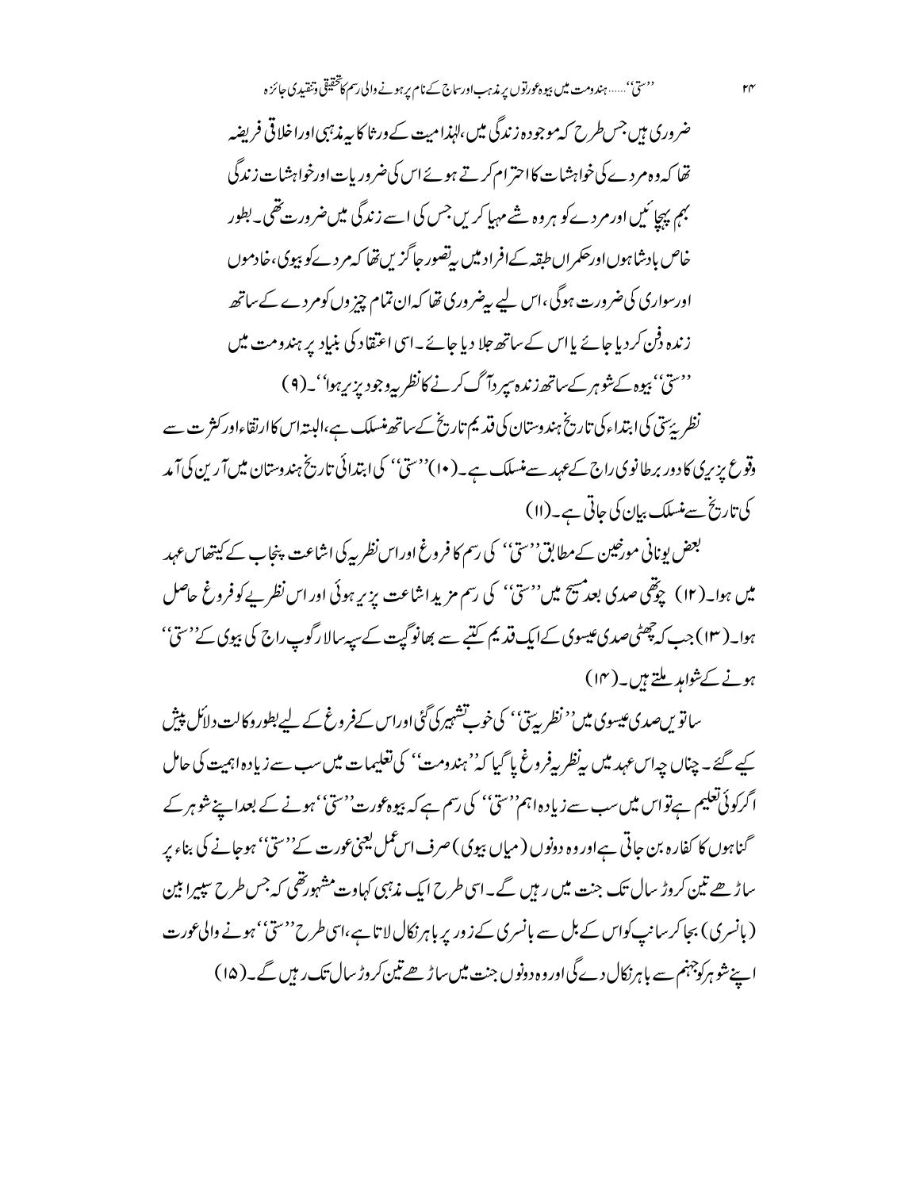ضروری ہیں جس طرح کہ موجودہ زندگی میں، لہٰذا میت کے ورثا کا یہ مذہبی اور اخلاقی فریضہ تھا کہ وہ مردے کی خواہشات کا احترام کرتے ہوئے اس کی ضروریات اور خواہشات زندگی بہم پہنچائیں اور مردے کو ہر وہ شے مہیا کریں جس کی اسے زندگی میں ضرورت تھی۔ بطور خاص بادشاہوں اور حکمران طبقہ کے افراد میں یہ تصور جاگزیں تھا کہ مردے کو بیوی، خادموں اور سواری کی ضرورت ہوگی، اس لیے یہ ضروری تھا کہ ان تمام چیزوں کو مردے کے ساتھ زندہ دفن کر دیا جائے یا اس کے ساتھ جلا دیا جائے۔ اسی اعتقاد کی بنیاد پر ہندومت میں ''ستی'' بیوہ کے شوہر کے ساتھ زندہ سپردِ آگ کرنے کا نظریہ وجود پزیر ہوا''۔(۹)

نظریۂ ستی کی ابتداء کی تاریخ ہندوستان کی قدیم تاریخ کے ساتھ منسلک ہے، البتہ اس کا ارتقاء اور کثرت سے وقوع پزیری کا دور برطانوی راج کے عہد سے منسلک ہے۔(۱۰) ''ستی'' کی ابتدائی تاریخ ہندوستان میں آرین کی آمد کی تاریخ سے منسلک بیان کی جاتی ہے۔(۱۱)

بعض یونانی مورخین کے مطابق ''ستی'' کی رسم کا فروغ اور اس نظریہ کی اشاعت پنجاب کے کیتھاس عہد میں ہوا۔(۱۲) چوتھی صدی بعد مسیح میں ''ستی'' کی رسم مزید اشاعت پزیر ہوئی اور اس نظریے کو فروغ حاصل ہوا۔(۱۳) جب کہ چھٹی صدی عیسوی کے ایک قدیم کتبے سے بھانوگپت کے سپہ سالار گوپ راج کی بیوی کے ''ستی'' ہونے کے شواہد ملتے ہیں۔(۱۴)

ساتویں صدی عیسوی میں ''نظریہ ستی'' کی خوب تشہیر کی گئی اور اس کے فروغ کے لیے بطور وکالت دلائل پیش کیے گئے۔ چناں چہ اس عہد میں یہ نظریہ فروغ پا گیا کہ ''ہندومت'' کی تعلیمات میں سب سے زیادہ اہمیت کی حامل اگر کوئی تعلیم ہے تو اس میں سب سے زیادہ اہم ''ستی'' کی رسم ہے کہ بیوہ عورت ''ستی'' ہونے کے بعد اپنے شوہر کے گناہوں کا کفارہ بن جاتی ہے اور وہ دونوں (میاں بیوی) صرف اس عمل یعنی عورت کے ''ستی'' ہو جانے کی بناء پر ساڑھے تین کروڑ سال تک جنت میں رہیں گے۔ اسی طرح ایک مذہبی کہاوت مشہور تھی کہ جس طرح سپیرا بین (بانسری) بجا کر سانپ کو اس کے بل سے بانسری کے زور پر باہر نکال لاتا ہے، اسی طرح ''ستی'' ہونے والی عورت اپنے شوہر کو جہنم سے باہر نکال دے گی اور وہ دونوں جنت میں ساڑھے تین کروڑ سال تک رہیں گے۔(۱۵)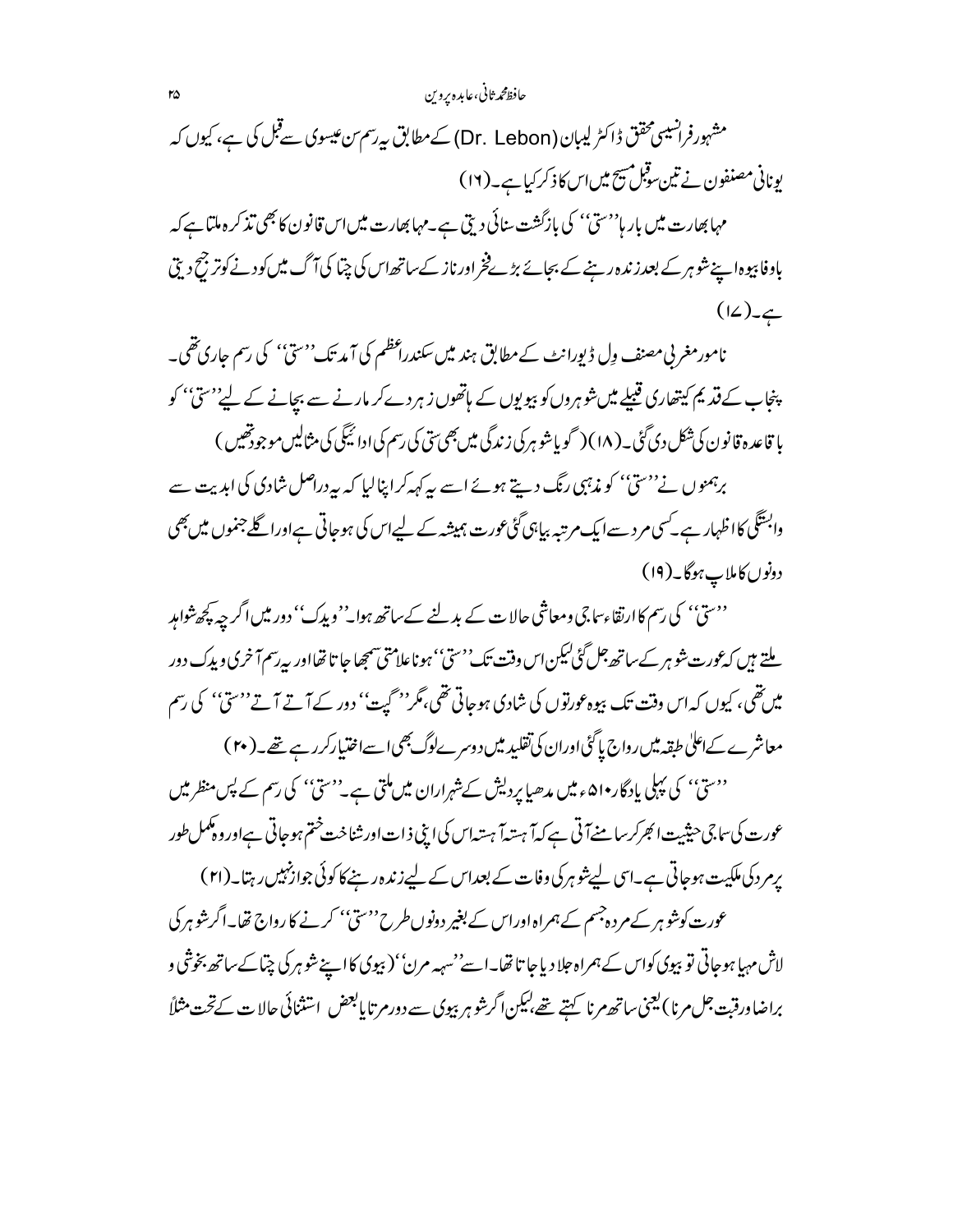مشہور فرانسیسی محقق ڈاکٹر لیبان (Dr. Lebon) کے مطابق یہ رسم سن عیسوی سے قبل کی ہے، کیوں کہ یونانی مصنفون نے تین سو قبل مسیح میں اس کا ذکر کیا ہے۔(۱۶)

مہابھارت میں بار ہا ''ستی'' کی بازگشت سنائی دیتی ہے۔مہابھارت میں اس قانون کا بھی تذکرہ ملتا ہے کہ باوفا بیوہ اپنے شوہر کے بعد زندہ رہنے کے بجائے بڑے فخر اور ناز کے ساتھ اس کی چتا کی آگ میں کودنے کو ترجیح دیتی ہے۔(۱۷)

نامور مغربی مصنف وِل ڈیورانٹ کے مطابق ہند میں سکندر اعظم کی آمد تک ''ستی'' کی رسم جاری تھی۔ پنجاب کے قدیم کیتھاری قبیلے میں شوہروں کو بیویوں کے ہاتھوں زہر دے کر مارنے سے بچانے کے لیے ''ستی'' کو باقاعدہ قانون کی شکل دی گئی۔(۱۸) (گویا شوہر کی زندگی میں بھی ستی کی رسم کی ادائیگی کی مثالیں موجود تھیں)

برہمنوں نے ''ستی'' کو مذہبی رنگ دیتے ہوئے اسے یہ کہہ کر اپنا لیا کہ یہ دراصل شادی کی ابدیت سے وابستگی کا اظہار ہے۔کسی مرد سے ایک مرتبہ بیاہی گئی عورت ہمیشہ کے لیے اس کی ہو جاتی ہے اور اگلے جنموں میں بھی دونوں کا ملاپ ہوگا۔(۱۹)

''ستی'' کی رسم کا ارتقاء سماجی و معاشی حالات کے بدلنے کے ساتھ ہوا۔''ویدک'' دور میں اگرچہ کچھ شواہد ملتے ہیں کہ عورت شوہر کے ساتھ جل گئی لیکن اس وقت تک ''ستی'' ہونا علامتی سمجھا جاتا تھا اور یہ رسم آخری ویدک دور میں تھی، کیوں کہ اس وقت تک بیوہ عورتوں کی شادی ہو جاتی تھی، مگر ''گپت'' دور کے آتے آتے ''ستی'' کی رسم معاشرے کے اعلیٰ طبقہ میں رواج پا گئی اور ان کی تقلید میں دوسرے لوگ بھی اسے اختیار کر رہے تھے۔(۲۰)

''ستی'' کی پہلی یادگار ۵۱۰ء میں مدھیا پردیش کے شہر اران میں ملتی ہے۔''ستی'' کی رسم کے پس منظر میں عورت کی سماجی حیثیت ابھر کر سامنے آتی ہے کہ آہستہ آہستہ اس کی اپنی ذات اور شناخت ختم ہو جاتی ہے اور وہ مکمل طور پر مرد کی ملکیت ہو جاتی ہے۔اسی لیے شوہر کی وفات کے بعد اس کے لیے زندہ رہنے کا کوئی جواز نہیں رہتا۔(۲۱)

عورت کو شوہر کے مردہ جسم کے ہمراہ اور اس کے بغیر دونوں طرح ''ستی'' کرنے کا رواج تھا۔اگر شوہر کی لاش مہیا ہو جاتی تو بیوی کو اس کے ہمراہ جلا دیا جاتا تھا۔اسے ''سہہ مرن'' (بیوی کا اپنے شوہر کی چتا کے ساتھ بخوشی و براضا و رغبت جل مرنا) یعنی ساتھ مرنا کہتے تھے، لیکن اگر شوہر بیوی سے دور مرتا یا بعض استثنائی حالات کے تحت مثلاً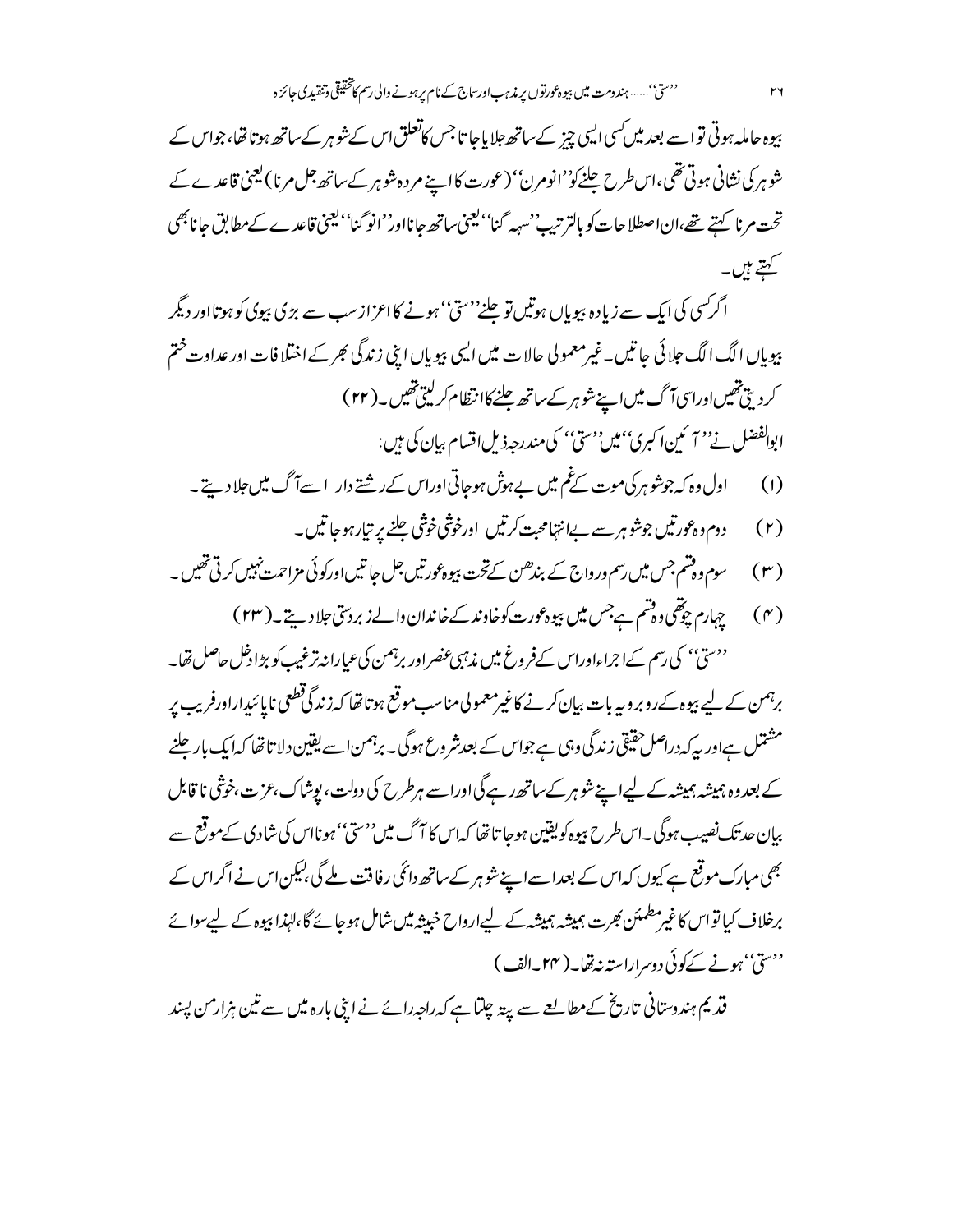بیوہ حاملہ ہوتی تو اسے بعد میں کسی ایسی چیز کے ساتھ جلایا جاتا جس کا تعلق اس کے شوہر کے ساتھ ہوتا تھا، جو اس کے شوہر کی نشانی ہوتی تھی، اس طرح جلنے کو ''انومرن'' (عورت کا اپنے مردہ شوہر کے ساتھ جل مرنا) یعنی قاعدے کے تحت مرنا کہتے تھے، ان اصطلاحات کو بالترتیب ''سہہ گنا'' یعنی ساتھ جانا اور ''انوگنا'' یعنی قاعدے کے مطابق جانا بھی کہتے ہیں۔

اگر کسی کی ایک سے زیادہ بیویاں ہوتیں تو جلنے ''ستی'' ہونے کا اعزاز سب سے بڑی بیوی کو ہوتا اور دیگر بیویاں الگ الگ جلائی جاتیں۔ غیر معمولی حالات میں ایسی بیویاں اپنی زندگی بھر کے اختلافات اور عداوت ختم کر دیتی تھیں اور اسی آگ میں اپنے شوہر کے ساتھ جلنے کا انتظام کر لیتی تھیں۔ (۲۲)

ابوالفضل نے ''آئین اکبری'' میں ''ستی'' کی مندرجہ ذیل اقسام بیان کی ہیں:

(۱) اول وہ کہ جو شوہر کی موت کے غم میں بے ہوش ہو جاتی اور اس کے رشتے دار اسے آگ میں جلا دیتے۔

(۲) دوم وہ عورتیں جو شوہر سے بے انتہا محبت کرتیں اور خوشی خوشی جلنے پر تیار ہو جاتیں۔

(۳) سوم وہ قسم جس میں رسم و رواج کے بندھن کے تحت بیوہ عورتیں جل جاتیں اور کوئی مزاحمت نہیں کرتی تھیں۔

(۴) چہارم چوتھی وہ قسم ہے جس میں بیوہ عورت کو خاوند کے خاندان والے زبردستی جلا دیتے۔ (۲۳)

''ستی'' کی رسم کے اجراء اور اس کے فروغ میں مذہبی عنصر اور برہمن کی عیارانہ ترغیب کو بڑا دخل حاصل تھا۔ برہمن کے لیے بیوہ کے روبرو یہ بات بیان کرنے کا غیر معمولی مناسب موقع ہوتا تھا کہ زندگی قطعی ناپائیدار اور فریب پر مشتمل ہے اور یہ کہ دراصل حقیقی زندگی وہی ہے جو اس کے بعد شروع ہوگی۔ برہمن اسے یقین دلاتا تھا کہ ایک بار جلنے کے بعد وہ ہمیشہ ہمیشہ کے لیے اپنے شوہر کے ساتھ رہے گی اور اسے ہر طرح کی دولت، پوشاک، عزت، خوشی ناقابل بیان حد تک نصیب ہوگی۔ اس طرح بیوہ کو یقین ہو جاتا تھا کہ اس کا آگ میں ''ستی'' ہونا اس کی شادی کے موقع سے بھی مبارک موقع ہے کیوں کہ اس کے بعد اسے اپنے شوہر کے ساتھ دائمی رفاقت ملے گی، لیکن اس نے اگر اس کے برخلاف کیا تو اس کا غیر مطمئن بھرت ہمیشہ ہمیشہ کے لیے ارواح خبیثہ میں شامل ہو جائے گا، لہٰذا بیوہ کے لیے سوائے ''ستی'' ہونے کے کوئی دوسرا راستہ نہ تھا۔ (۲۴۔الف)

قدیم ہندوستانی تاریخ کے مطالعے سے پتہ چلتا ہے کہ راجہ رائے نے اپنی بارہ میں سے تین ہزار من پسند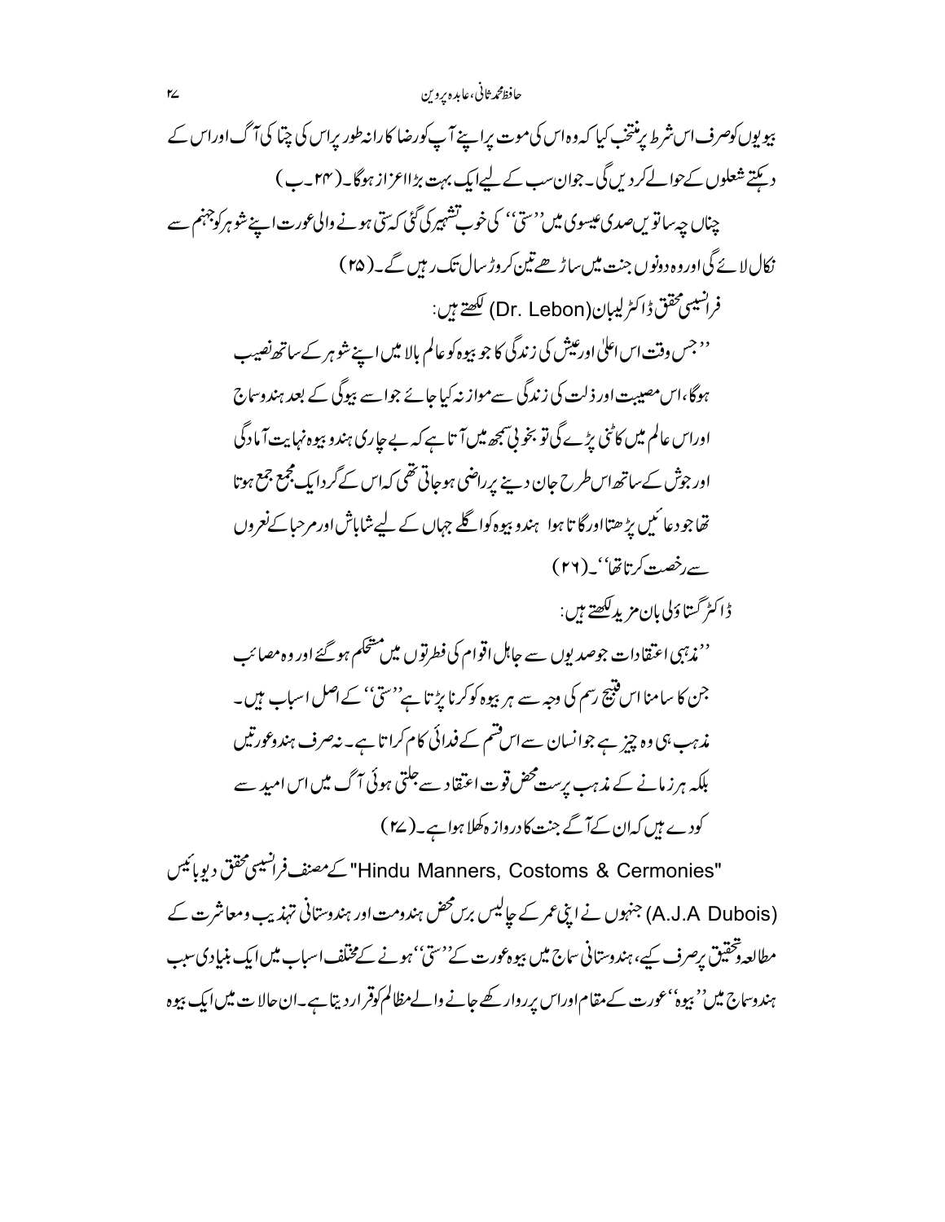بیویوں کو صرف اس شرط پر منتخب کیا کہ وہ اس کی موت پر اپنے آپ کو رضا کارانہ طور پر اس کی چتا کی آگ اور اس کے دہکتے شعلوں کے حوالے کر دیں گی۔ جوان سب کے لیے ایک بہت بڑا اعزاز ہوگا۔(۲۴۔ب)

چناں چہ ساتویں صدی عیسوی میں ''ستی'' کی خوب تشہیر کی گئی کہ ستی ہونے والی عورت اپنے شوہر کو جہنم سے نکال لائے گی اور وہ دونوں جنت میں ساڑھے تین کروڑ سال تک رہیں گے۔(۲۵)

فرانسیسی محقق ڈاکٹر لیبان (Dr. Lebon) لکھتے ہیں:

''جس وقت اس اعلیٰ اور عیش کی زندگی کا جو بیوہ کو عالم بالا میں اپنے شوہر کے ساتھ نصیب ہوگا، اس مصیبت اور ذلت کی زندگی سے موازنہ کیا جائے جو اسے بیوگی کے بعد ہندو سماج اور اس عالم میں کاٹنی پڑے گی تو بخوبی سمجھ میں آتا ہے کہ بے چاری ہندو بیوہ نہایت آمادگی اور جوش کے ساتھ اس طرح جان دینے پر راضی ہو جاتی تھی کہ اس کے گرد ایک مجمع جمع ہوتا تھا جو دعائیں پڑھتا اور گاتا ہوا ہندو بیوہ کو اگلے جہاں کے لیے شاباش اور مرحبا کے نعروں سے رخصت کرتا تھا''۔(۲۶)

ڈاکٹر گستاؤلی بان مزید لکھتے ہیں:

''مذہبی اعتقادات جو صدیوں سے جاہل اقوام کی فطرتوں میں مستحکم ہو گئے اور وہ مصائب جن کا سامنا اس قبیح رسم کی وجہ سے ہر بیوہ کو کرنا پڑتا ہے ''ستی'' کے اصل اسباب ہیں۔ مذہب ہی وہ چیز ہے جو انسان سے اس قسم کے فدائی کام کراتا ہے۔ نہ صرف ہندو عورتیں بلکہ ہر زمانے کے مذہب پرست محض قوت اعتقاد سے جلتی ہوئی آگ میں اس امید سے کودے ہیں کہ ان کے آگے جنت کا دروازہ کھلا ہوا ہے۔(۲۷)

"Hindu Manners, Costoms & Cermonies" کے مصنف فرانسیسی محقق دیوبائیس (A.J.A Dubois) جنھوں نے اپنی عمر کے چالیس برس محض ہندومت اور ہندوستانی تہذیب و معاشرت کے مطالعہ و تحقیق پر صرف کیے، ہندوستانی سماج میں بیوہ عورت کے ''ستی'' ہونے کے مختلف اسباب میں ایک بنیادی سبب ہندو سماج میں ''بیوہ'' عورت کے مقام اور اس پر روا رکھے جانے والے مظالم کو قرار دیتا ہے۔ ان حالات میں ایک بیوہ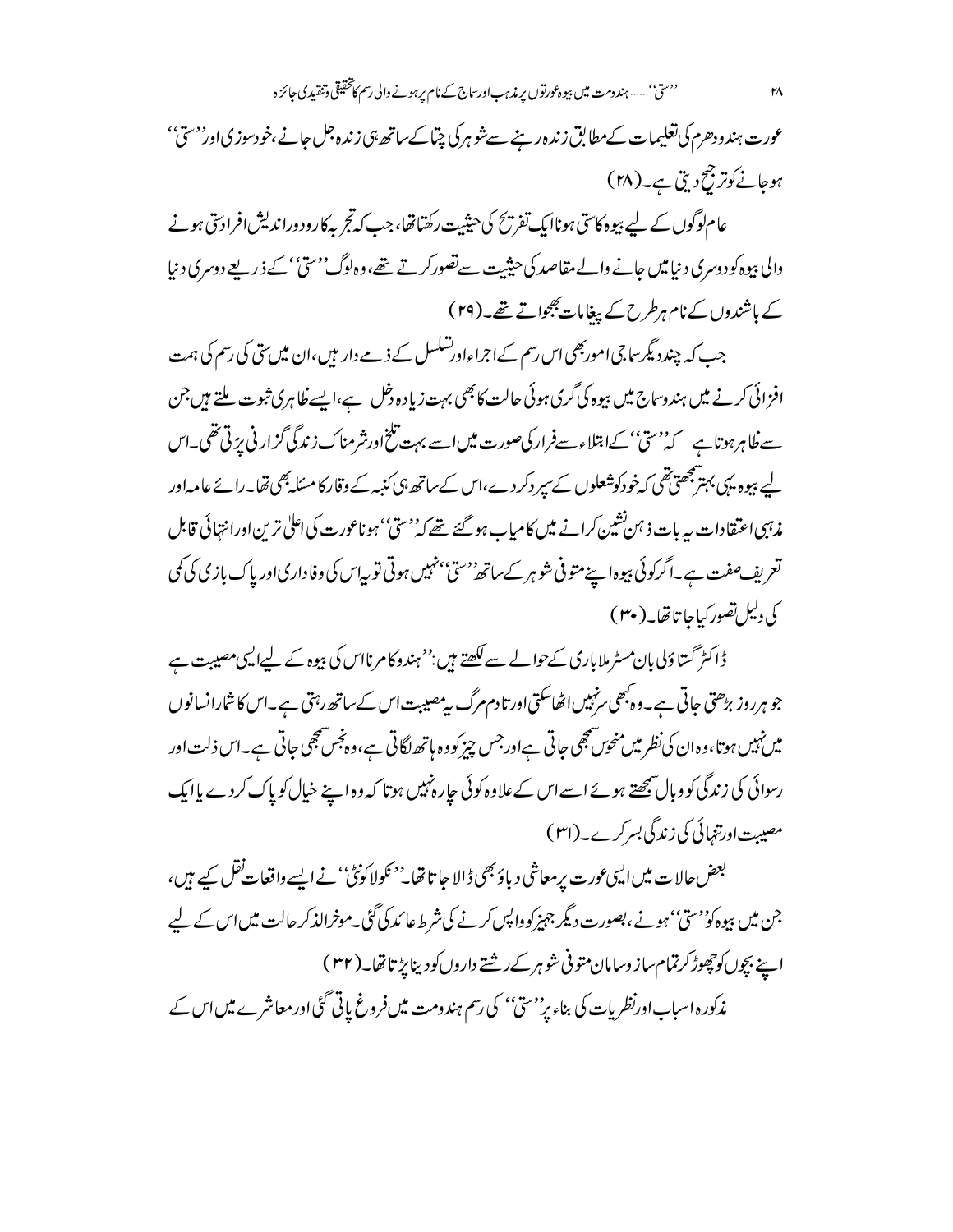عورت ہندو دھرم کی تعلیمات کے مطابق زندہ رہنے سے شوہر کی چتا کے ساتھ ہی زندہ جل جانے، خودسوزی اور ''ستی'' ہوجانے کو ترجیح دیتی ہے۔ (۲۸)

عام لوگوں کے لیے بیوہ کا ستی ہونا ایک تفریح کی حیثیت رکھتا تھا، جب کہ تجربہ کار و دوراندیش افراد ستی ہونے والی بیوہ کو دوسری دنیا میں جانے والے مقاصد کی حیثیت سے تصور کرتے تھے، وہ لوگ ''ستی'' کے ذریعے دوسری دنیا کے باشندوں کے نام ہر طرح کے پیغامات بھجواتے تھے۔ (۲۹)

جب کہ چند دیگر سماجی امور بھی اس رسم کے اجراء اور تسلسل کے ذمے دار ہیں، ان میں ستی کی رسم کی ہمت افزائی کرنے میں ہندو سماج میں بیوہ کی گری ہوئی حالت کا بھی بہت زیادہ دخل ہے، ایسے ظاہری ثبوت ملتے ہیں جن سے ظاہر ہوتا ہے کہ ''ستی'' کے ابتلاء سے فرار کی صورت میں اسے بہت تلخ اور شرمناک زندگی گزارنی پڑتی تھی۔ اس لیے بیوہ یہی بہتر سمجھتی تھی کہ خود کو شعلوں کے سپرد کردے، اس کے ساتھ ہی کنبہ کے وقار کا مسئلہ بھی تھا۔ رائے عامہ اور مذہبی اعتقادات یہ بات ذہن نشین کرانے میں کامیاب ہوگئے تھے کہ ''ستی'' ہونا عورت کی اعلیٰ ترین اور انتہائی قابل تعریف صفت ہے۔ اگر کوئی بیوہ اپنے متوفی شوہر کے ساتھ ''ستی'' نہیں ہوتی تو یہ اس کی وفاداری اور پاک بازی کی کمی کی دلیل تصور کیا جاتا تھا۔ (۳۰)

ڈاکٹر گستاؤلی بان مسٹر ملاباری کے حوالے سے لکھتے ہیں: ''ہندو کا مرنا اس کی بیوہ کے لیے ایسی مصیبت ہے جو ہر روز بڑھتی جاتی ہے۔ وہ کبھی سر نہیں اٹھا سکتی اور تادم مرگ یہ مصیبت اس کے ساتھ رہتی ہے۔ اس کا شمار انسانوں میں نہیں ہوتا، وہ ان کی نظر میں منحوس سمجھی جاتی ہے اور جس چیز کو وہ ہاتھ لگاتی ہے، وہ نجس سمجھی جاتی ہے۔ اس ذلت اور رسوائی کی زندگی کو وبال سمجھتے ہوئے اسے اس کے علاوہ کوئی چارہ نہیں ہوتا کہ وہ اپنے خیال کو پاک کردے یا ایک مصیبت اور تنہائی کی زندگی بسر کرے۔ (۳۱)

بعض حالات میں ایسی عورت پر معاشی دباؤ بھی ڈالا جاتا تھا۔ ''نکولا کونٹی'' نے ایسے واقعات نقل کیے ہیں، جن میں بیوہ کو ''ستی'' ہونے، بصورت دیگر جہیز کو واپس کرنے کی شرط عائد کی گئی۔ موخرالذکر حالت میں اس کے لیے اپنے بچوں کو چھوڑ کر تمام ساز و سامان متوفی شوہر کے رشتے داروں کو دینا پڑتا تھا۔ (۳۲)

مذکورہ اسباب اور نظریات کی بناء پر ''ستی'' کی رسم ہندومت میں فروغ پاتی گئی اور معاشرے میں اس کے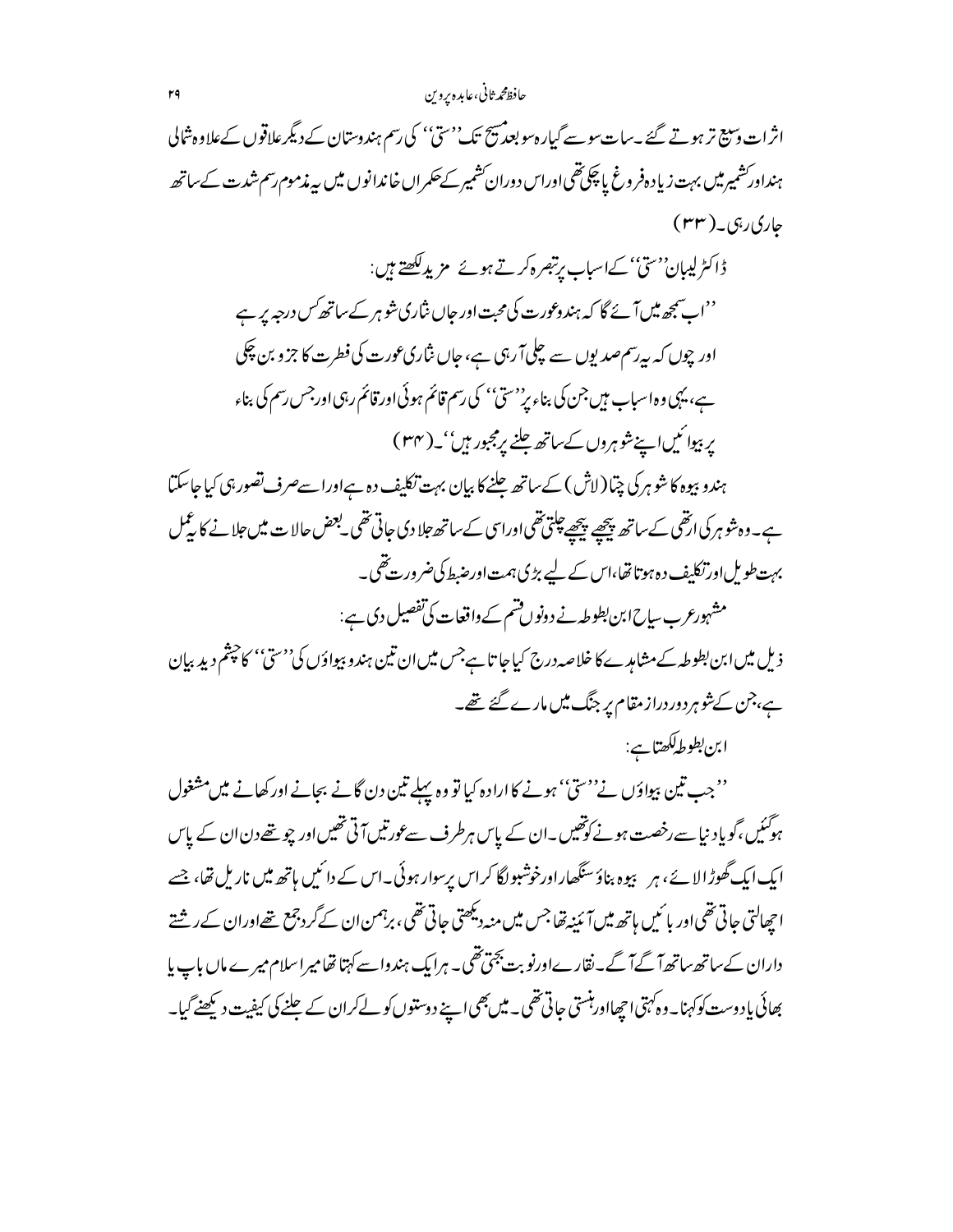اثرات وسیع تر ہوتے گئے۔ سات سو سے گیارہ سو بعد مسیح تک ''ستی'' کی رسم ہندوستان کے دیگر علاقوں کے علاوہ شمالی ہند اور کشمیر میں بہت زیادہ فروغ پا چکی تھی اور اس دوران کشمیر کے حکمراں خاندانوں میں یہ مذموم رسم شدت کے ساتھ جاری رہی۔ (۳۳)

ڈاکٹر لیبان ''ستی'' کے اسباب پر تبصرہ کرتے ہوئے مزید لکھتے ہیں:

> ''اب سمجھ میں آئے گا کہ ہندو عورت کی محبت اور جاں نثاری شوہر کے ساتھ کس درجہ پر ہے اور چوں کہ یہ رسم صدیوں سے چلی آ رہی ہے، جاں نثاری عورت کی فطرت کا جزو بن چکی ہے، یہی وہ اسباب ہیں جن کی بناء پر ''ستی'' کی رسم قائم ہوئی اور قائم رہی اور جس رسم کی بناء پر بیوائیں اپنے شوہروں کے ساتھ جلنے پر مجبور ہیں''۔ (۳۴)

ہندو بیوہ کا شوہر کی چتا (لاش) کے ساتھ جلنے کا بیان بہت تکلیف دہ ہے اور اسے صرف تصور ہی کیا جا سکتا ہے۔ وہ شوہر کی ارتھی کے ساتھ پیچھے پیچھے چلتی تھی اور اسی کے ساتھ جلا دی جاتی تھی۔ بعض حالات میں جلانے کا یہ عمل بہت طویل اور تکلیف دہ ہوتا تھا، اس کے لیے بڑی ہمت اور ضبط کی ضرورت تھی۔

مشہور عرب سیاح ابن بطوطہ نے دونوں قسم کے واقعات کی تفصیل دی ہے:

ذیل میں ابن بطوطہ کے مشاہدے کا خلاصہ درج کیا جاتا ہے جس میں ان تین ہندو بیواؤں کی ''ستی'' کا چشم دید بیان ہے، جن کے شوہر دور دراز مقام پر جنگ میں مارے گئے تھے۔

ابن بطوطہ لکھتا ہے:

''جب تین بیواؤں نے ''ستی'' ہونے کا ارادہ کیا تو وہ پہلے تین دن گانے بجانے اور کھانے میں مشغول ہو گئیں، گویا دنیا سے رخصت ہونے کو تھیں۔ ان کے پاس ہر طرف سے عورتیں آتی تھیں اور چوتھے دن ان کے پاس ایک ایک گھوڑا لائے، ہر بیوہ بناؤ سنگھار اور خوشبو لگا کر اس پر سوار ہوئی۔ اس کے دائیں ہاتھ میں ناریل تھا، جسے اچھالتی جاتی تھی اور بائیں ہاتھ میں آئینہ تھا جس میں منہ دیکھتی جاتی تھی، برہمن ان کے گرد جمع تھے اور ان کے رشتے داران کے ساتھ ساتھ آگے آگے۔ نقارے اور نوبت بجتی تھی۔ ہر ایک ہندو اسے کہتا تھا میرا سلام میرے ماں باپ یا بھائی یا دوست کو کہنا۔ وہ کہتی اچھا اور ہنستی جاتی تھی۔ میں بھی اپنے دوستوں کو لے کر ان کے جلنے کی کیفیت دیکھنے گیا۔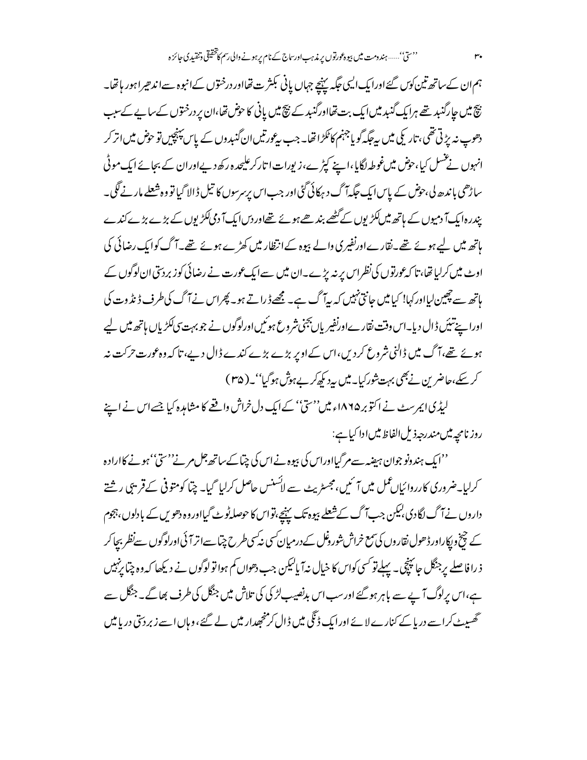ہم ان کے ساتھ تین کوس گئے اور ایک ایسی جگہ پہنچے جہاں پانی بکثرت تھا اور درختوں کے انبوہ سے اندھیرا ہو رہا تھا۔ بیچ میں چار گنبد تھے ہر ایک گنبد میں ایک بت تھا اور گنبد کے بیچ میں پانی کا حوض تھا، ان پر درختوں کے سایے کے سبب دھوپ نہ پڑتی تھی، تاریکی میں یہ جگہ گویا جہنم کا ٹکڑا تھا۔ جب یہ عورتیں ان گنبدوں کے پاس پہنچیں تو حوض میں اتر کر انہوں نے غسل کیا، حوض میں غوطہ لگایا، اپنے کپڑے، زیورات اتار کر علیحدہ رکھ دیے اور ان کے بجائے ایک موٹی ساڑھی باندھ لی، حوض کے پاس ایک جگہ آگ دہکائی گئی اور جب اس پر سرسوں کا تیل ڈالا گیا تو وہ شعلے مارنے لگی۔ پندرہ ایک آدمیوں کے ہاتھ میں لکڑیوں کے گٹھے بندھے ہوئے تھے اور دس ایک آدمی لکڑیوں کے بڑے بڑے کندے ہاتھ میں لیے ہوئے تھے۔ نقارے اور نفیری والے بیوہ کے انتظار میں کھڑے ہوئے تھے۔ آگ کو ایک رضائی کی اوٹ میں کر لیا تھا، تاکہ عورتوں کی نظر اس پر نہ پڑے۔ ان میں سے ایک عورت نے رضائی کو زبردستی ان لوگوں کے ہاتھ سے چھین لیا اور کہا! کیا میں جانتی نہیں کہ یہ آگ ہے۔ مجھے ڈراتے ہو۔ پھر اس نے آگ کی طرف ڈنڈوت کی اور اپنے تئیں ڈال دیا۔ اس وقت نقارے اور نفیریاں بجنی شروع ہوئیں اور لوگوں نے جو بہت سی لکڑیاں ہاتھ میں لیے ہوئے تھے، آگ میں ڈالنی شروع کر دیں، اس کے اوپر بڑے بڑے کندے ڈال دیے، تاکہ وہ عورت حرکت نہ کر سکے، حاضرین نے بھی بہت شور کیا۔ میں یہ دیکھ کر بے ہوش ہو گیا''۔(۳۵)

لیڈی ایمرسٹ نے اکتوبر ۱۸۶۵ء میں ''ستی'' کے ایک دل خراش واقعے کا مشاہدہ کیا جسے اس نے اپنے روزنامچہ میں مندرجہ ذیل الفاظ میں ادا کیا ہے:

''ایک ہندو نوجوان ہیضہ سے مر گیا اور اس کی بیوہ نے اس کی چتا کے ساتھ جل مرنے ''ستی'' ہونے کا ارادہ کر لیا۔ ضروری کارروائیاں عمل میں آئیں، مجسٹریٹ سے لائسنس حاصل کر لیا گیا۔ چتا کو متوفی کے قریبی رشتے داروں نے آگ لگا دی، لیکن جب آگ کے شعلے بیوہ تک پہنچے، تو اس کا حوصلہ ٹوٹ گیا اور وہ دھویں کے بادلوں، ہجوم کے چیخ و پکار اور ڈھول نقاروں کی سمع خراش شور و غل کے درمیان کسی نہ کسی طرح چتا سے اتر آئی اور لوگوں سے نظر بچا کر ذرا فاصلے پر جنگل جا پہنچی۔ پہلے تو کسی کو اس کا خیال نہ آیا لیکن جب دھواں کم ہوا تو لوگوں نے دیکھا کہ وہ چتا پر نہیں ہے، اس پر لوگ آپے سے باہر ہو گئے اور سب اس بدنصیب لڑکی کی تلاش میں جنگل کی طرف بھاگے۔ جنگل سے گھسیٹ کر اسے دریا کے کنارے لائے اور ایک ڈنگی میں ڈال کر منجدھار میں لے گئے، وہاں اسے زبردستی دریا میں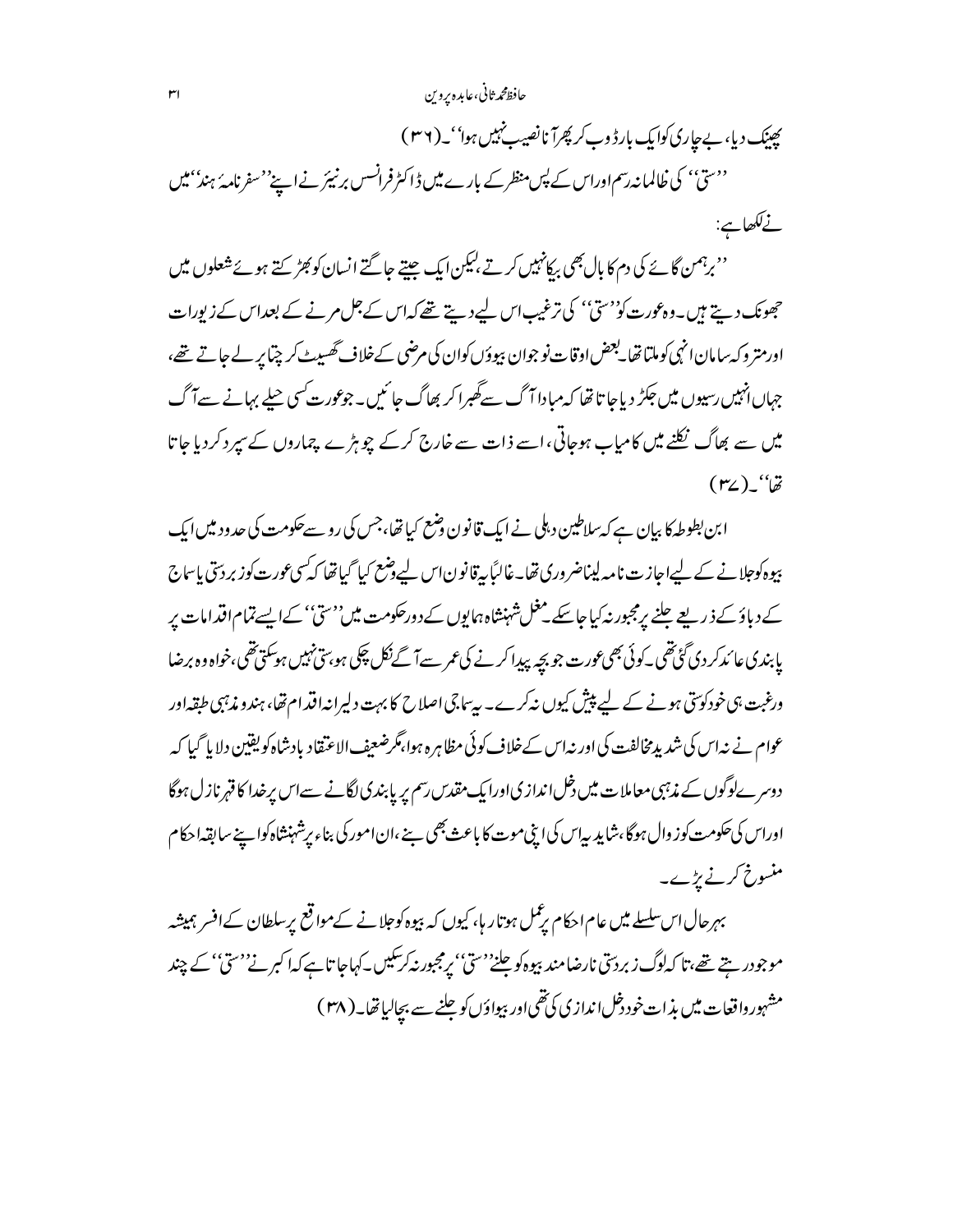پھینک دیا، بے چاری کو ایک بار ڈوب کر پھر آنا نصیب نہیں ہوا'۔(۳۶)

''ستی'' کی ظالمانہ رسم اور اس کے پس منظر کے بارے میں ڈاکٹر فرانسس برنیئر نے اپنے ''سفرنامۂ ہند'' میں نے لکھا ہے:

''برہمن گائے کی دم کا بال بھی بیکا نہیں کرتے، لیکن ایک جیتے جاگتے انسان کو بھڑکتے ہوئے شعلوں میں جھونک دیتے ہیں۔ وہ عورت کو ''ستی'' کی ترغیب اس لیے دیتے تھے کہ اس کے جل مرنے کے بعد اس کے زیورات اور متروکہ سامان انہی کو ملتا تھا۔ بعض اوقات نوجوان بیوؤں کو ان کی مرضی کے خلاف گھسیٹ کر چتا پر لے جاتے تھے، جہاں انہیں رسیوں میں جکڑ دیا جاتا تھا کہ مبادا آگ سے گھبرا کر بھاگ جائیں۔ جو عورت کسی حیلے بہانے سے آگ میں سے بھاگ نکلنے میں کامیاب ہو جاتی، اسے ذات سے خارج کر کے چوہڑے چماروں کے سپرد کر دیا جاتا تھا''۔(۳۷)

ابن بطوطہ کا بیان ہے کہ سلاطین دہلی نے ایک قانون وضع کیا تھا، جس کی رو سے حکومت کی حدود میں ایک بیوہ کو جلانے کے لیے اجازت نامہ لینا ضروری تھا۔ غالباً یہ قانون اس لیے وضع کیا گیا تھا کہ کسی عورت کو زبردستی یا سماج کے دباؤ کے ذریعے جلنے پر مجبور نہ کیا جا سکے۔ مغل شہنشاہ ہمایوں کے دورِ حکومت میں ''ستی'' کے ایسے تمام اقدامات پر پابندی عائد کر دی گئی تھی۔ کوئی بھی عورت جو بچہ پیدا کرنے کی عمر سے آگے نکل چکی ہو، ستی نہیں ہو سکتی تھی، خواہ وہ برضا ورغبت ہی خود کو ستی ہونے کے لیے پیش کیوں نہ کرے۔ یہ سماجی اصلاح کا بہت دلیرانہ اقدام تھا، ہندو مذہبی طبقہ اور عوام نے نہ اس کی شدید مخالفت کی اور نہ اس کے خلاف کوئی مظاہرہ ہوا، مگر ضعیف الاعتقاد بادشاہ کو یقین دلایا گیا کہ دوسرے لوگوں کے مذہبی معاملات میں دخل اندازی اور ایک مقدس رسم پر پابندی لگانے سے اس پر خدا کا قہر نازل ہوگا اور اس کی حکومت کو زوال ہوگا، شاید یہ اس کی اپنی موت کا باعث بھی بنے، ان امور کی بناء پر شہنشاہ کو اپنے سابقہ احکام منسوخ کرنے پڑے۔

بہرحال اس سلسلے میں عام احکام پر عمل ہوتا رہا، کیوں کہ بیوہ کو جلانے کے مواقع پر سلطان کے افسر ہمیشہ موجود رہتے تھے، تا کہ لوگ زبردستی نارضامند بیوہ کو جلنے ''ستی'' پر مجبور نہ کر سکیں۔ کہا جاتا ہے کہ اکبر نے ''ستی'' کے چند مشہور واقعات میں بذاتِ خود دخل اندازی کی تھی اور بیواؤں کو جلنے سے بچا لیا تھا۔(۳۸)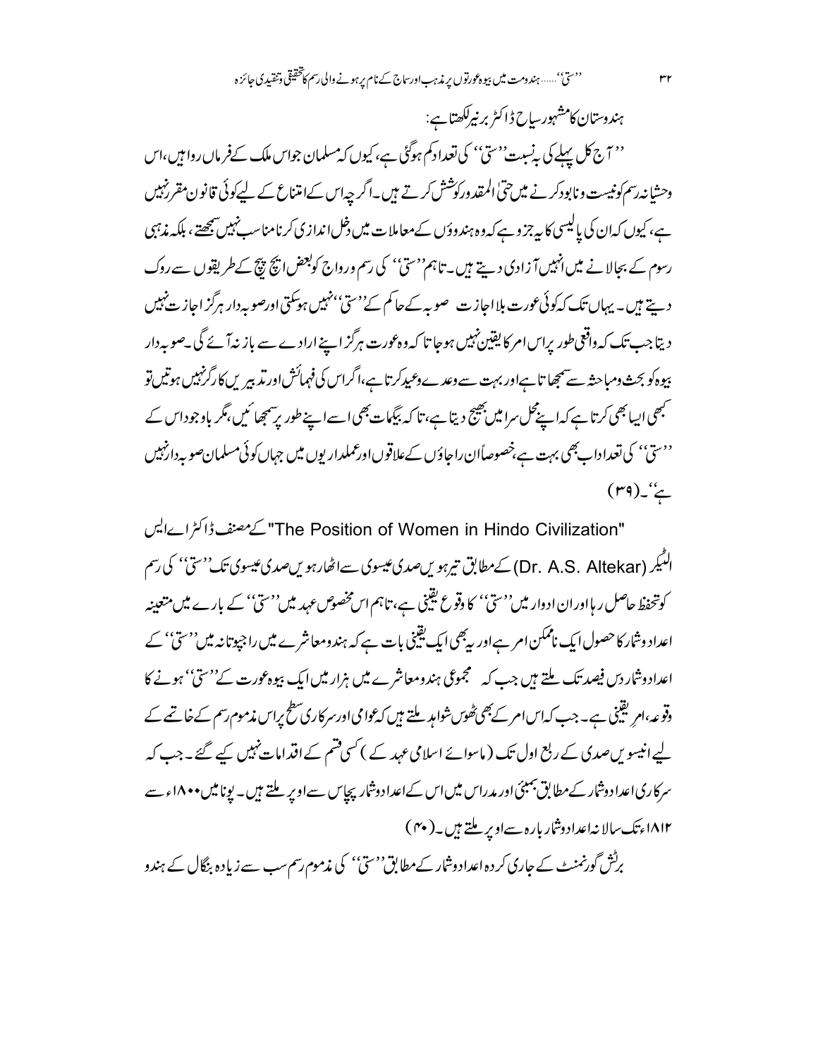ہندوستان کا مشہور سیاح ڈاکٹر برنیر لکھتا ہے:

''آج کل پہلے کی بہ نسبت ''ستی'' کی تعداد کم ہوگئی ہے، کیوں کہ مسلمان جو اس ملک کے فرماں روا ہیں، اس وحشیانہ رسم کو نیست و نابود کرنے میں حتیٰ المقدور کوشش کرتے ہیں۔ اگر چہ اس کے امتناع کے لیے کوئی قانون مقرر نہیں ہے، کیوں کہ ان کی پالیسی کا یہ جزو ہے کہ وہ ہندوؤں کے معاملات میں دخل اندازی کرنا مناسب نہیں سمجھتے، بلکہ مذہبی رسوم کے بجالانے میں انہیں آزادی دیتے ہیں۔ تاہم ''ستی'' کی رسم و رواج کو بعض ایچ پیچ کے طریقوں سے روک دیتے ہیں۔ یہاں تک کہ کوئی عورت بلا اجازت صوبہ کے حاکم کے ''ستی'' نہیں ہوسکتی اور صوبہ دار ہرگز اجازت نہیں دیتا جب تک کہ واقعی طور پر اس امر کا یقین نہیں ہوجاتا کہ وہ عورت ہرگز اپنے ارادے سے باز نہ آئے گی۔ صوبہ دار بیوہ کو بحث و مباحثہ سے سمجھاتا ہے اور بہت سے وعدے وعید کرتا ہے، اگر اس کی فہمائش اور تدبیریں کارگر نہیں ہوتیں تو کبھی ایسا بھی کرتا ہے کہ اپنے محل سرا میں بھیج دیتا ہے، تاکہ بیگمات بھی اسے اپنے طور پر سمجھائیں، مگر باوجود اس کے ''ستی'' کی تعداد اب بھی بہت ہے، خصوصاً ان راجاؤں کے علاقوں اور عملداریوں میں جہاں کوئی مسلمان صوبہ دار نہیں ہے''۔(۳۹)

"The Position of Women in Hindo Civilization" کے مصنف ڈاکٹر اے ایس الٹیکر (Dr. A.S. Altekar) کے مطابق تیرہویں صدی عیسوی سے اٹھارہویں صدی عیسوی تک ''ستی'' کی رسم کو تحفظ حاصل رہا اور ان ادوار میں ''ستی'' کا وقوع یقینی ہے، تاہم اس مخصوص عہد میں ''ستی'' کے بارے میں متعینہ اعداد و شمار کا حصول ایک ناممکن امر ہے اور یہ بھی ایک یقینی بات ہے کہ ہندو معاشرے میں راجپوتانہ میں ''ستی'' کے اعداد و شمار دس فیصد تک ملتے ہیں جب کہ مجموعی ہندو معاشرے میں ہزار میں ایک بیوہ عورت کے ''ستی'' ہونے کا وقوعہ، امر یقینی ہے۔ جب کہ اس امر کے بھی ٹھوس شواہد ملتے ہیں کہ عوامی اور سرکاری سطح پر اس مذموم رسم کے خاتمے کے لیے انیسویں صدی کے ربع اول تک (ماسوائے اسلامی عہد کے) کسی قسم کے اقدامات نہیں کیے گئے۔ جب کہ سرکاری اعداد و شمار کے مطابق بمبئی اور مدراس میں اس کے اعداد و شمار پچاس سے اوپر ملتے ہیں۔ پونا میں ۱۸۰۰ء سے ۱۸۱۲ء تک سالانہ اعداد و شمار بارہ سے اوپر ملتے ہیں۔(۴۰)

برٹش گورنمنٹ کے جاری کردہ اعداد و شمار کے مطابق ''ستی'' کی مذموم رسم سب سے زیادہ بنگال کے ہندو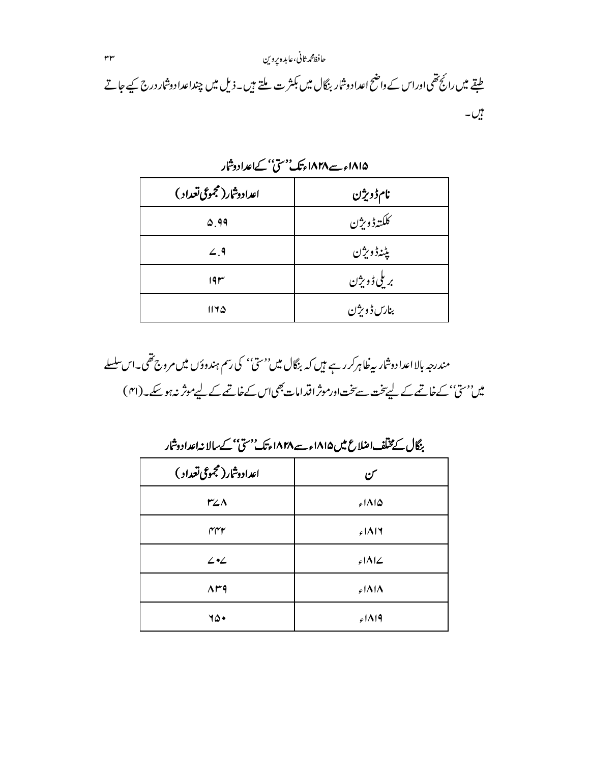طبقے میں رائج تھی اور اس کے واضح اعداد وشمار بنگال میں بکثرت ملتے ہیں۔ ذیل میں چند اعداد وشمار درج کیے جاتے ہیں۔

**۱۸۱۵ء سے ۱۸۲۸ء تک ''ستی'' کے اعداد وشمار**

| نام ڈویژن | اعداد وشمار (مجموعی تعداد) |
|---|---|
| کلکتہ ڈویژن | ۵.۹۹ |
| پٹنہ ڈویژن | ۷.۹ |
| بریلی ڈویژن | ۱۹۳ |
| بنارس ڈویژن | ۱۱۶۵ |

مندرجہ بالا اعداد وشمار یہ ظاہر کر رہے ہیں کہ بنگال میں ''ستی'' کی رسم ہندوؤں میں مروج تھی۔ اس سلسلے میں ''ستی'' کے خاتمے کے لیے سخت سے سخت اور موثر اقدامات بھی اس کے خاتمے کے لیے موثر نہ ہو سکے۔ (۴۱)

**بنگال کے مختلف اضلاع میں ۱۸۱۵ء سے ۱۸۲۸ء تک ''ستی'' کے سالانہ اعداد وشمار**

| سن | اعداد وشمار (مجموعی تعداد) |
|---|---|
| ۱۸۱۵ء | ۳۷۸ |
| ۱۸۱۶ء | ۴۴۲ |
| ۱۸۱۷ء | ۷۰۷ |
| ۱۸۱۸ء | ۸۳۹ |
| ۱۸۱۹ء | ۶۵۰ |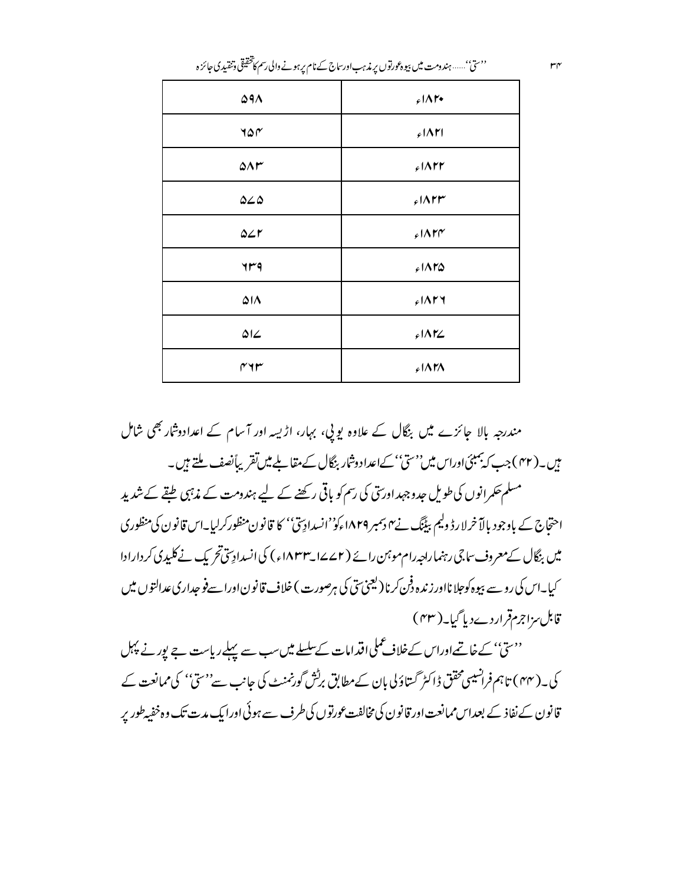| ۱۸۲۰ء | ۵۹۸ |
|---|---|
| ۱۸۲۱ء | ۶۵۴ |
| ۱۸۲۲ء | ۵۸۳ |
| ۱۸۲۳ء | ۵۷۵ |
| ۱۸۲۴ء | ۵۷۲ |
| ۱۸۲۵ء | ۶۳۹ |
| ۱۸۲۶ء | ۵۱۸ |
| ۱۸۲۷ء | ۵۱۷ |
| ۱۸۲۸ء | ۴۶۳ |

مندرجہ بالا جائزے میں بنگال کے علاوہ یوپی، بہار، اڑیسہ اور آسام کے اعداد وشمار بھی شامل ہیں۔(۴۲) جب کہ بمبئی اور اس میں ''ستی'' کے اعداد وشمار بنگال کے مقابلے میں تقریباً نصف ملتے ہیں۔

مسلم حکمرانوں کی طویل جدوجہد اور ستی کی رسم کو باقی رکھنے کے لیے ہندومت کے مذہبی طبقے کے شدید احتجاج کے باوجود بالآخر لارڈ ولیم بینٹنگ نے ۴ دسمبر ۱۸۲۹ء کو ''انسدادِ ستی'' کا قانون منظور کر لیا۔ اس قانون کی منظوری میں بنگال کے معروف سماجی رہنما راجہ رام موہن رائے (۱۷۷۲ء-۱۸۳۳ء) کی انسدادِ ستی تحریک نے کلیدی کردار ادا کیا۔ اس کی رو سے بیوہ کو جلانا اور زندہ دفن کرنا (یعنی ستی کی ہر صورت) خلاف قانون اور اسے فوجداری عدالتوں میں قابل سزا جرم قرار دے دیا گیا۔(۴۳)

''ستی'' کے خاتمے اور اس کے خلاف عملی اقدامات کے سلسلے میں سب سے پہلے ریاست جے پور نے پہل کی۔(۴۴) تاہم فرانسیسی محقق ڈاکٹر گستاؤلی بان کے مطابق برٹش گورنمنٹ کی جانب سے ''ستی'' کی ممانعت کے قانون کے نفاذ کے بعد اس ممانعت اور قانون کی مخالفت عورتوں کی طرف سے ہوئی اور ایک مدت تک وہ خفیہ طور پر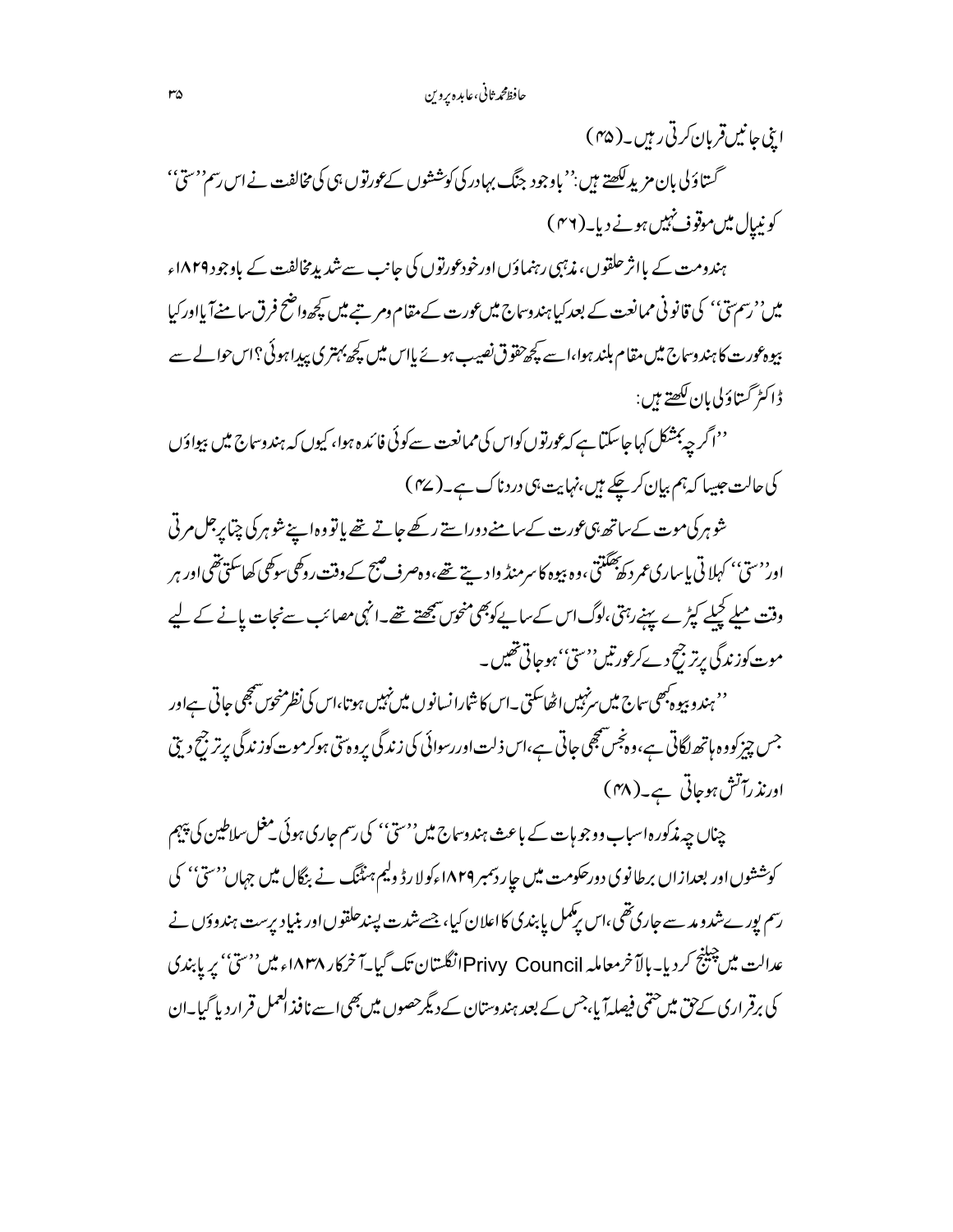اپنی جانیں قربان کرتی رہیں۔(۴۵)

گستاؤلی بان مزید لکھتے ہیں: ''باوجود جنگ بہادر کی کوششوں کے عورتوں ہی کی مخالفت نے اس رسم ''ستی'' کو نیپال میں موقوف نہیں ہونے دیا۔(۴۶)

ہندومت کے بااثر حلقوں، مذہبی رہنماؤں اور خود عورتوں کی جانب سے شدید مخالفت کے باوجود ۱۸۲۹ء میں ''رسم ستی'' کی قانونی ممانعت کے بعد کیا ہندو سماج میں عورت کے مقام ومرتبے میں کچھ واضح فرق سامنے آیا اور کیا بیوہ عورت کا ہندو سماج میں مقام بلند ہوا، اسے کچھ حقوق نصیب ہوئے یا اس میں کچھ بہتری پیدا ہوئی؟ اس حوالے سے ڈاکٹر گستاؤلی بان لکھتے ہیں:

''اگرچہ بمشکل کہا جا سکتا ہے کہ عورتوں کو اس کی ممانعت سے کوئی فائدہ ہوا، کیوں کہ ہندو سماج میں بیواؤں کی حالت جیسا کہ ہم بیان کر چکے ہیں، نہایت ہی دردناک ہے۔(۴۷)

شوہر کی موت کے ساتھ ہی عورت کے سامنے دو راستے رکھے جاتے تھے یا تو وہ اپنے شوہر کی چتا پر جل مرتی اور ''ستی'' کہلاتی یا ساری عمر دکھ بھگتتی، وہ بیوہ کا سر منڈوا دیتے تھے، وہ صرف صبح کے وقت روکھی سوکھی کھا سکتی تھی اور ہر وقت میلے کچیلے کپڑے پہنے رہتی، لوگ اس کے سائے کو بھی منحوس سمجھتے تھے۔ انہی مصائب سے نجات پانے کے لیے موت کو زندگی پر ترجیح دے کر عورتیں ''ستی'' ہو جاتی تھیں۔

''ہندو بیوہ کبھی سماج میں سر نہیں اٹھا سکتی۔ اس کا شمار انسانوں میں نہیں ہوتا، اس کی نظر منحوس سمجھی جاتی ہے اور جس چیز کو وہ ہاتھ لگاتی ہے، وہ نجس سمجھی جاتی ہے، اس ذلت اور رسوائی کی زندگی پر وہ ستی ہو کر موت کو زندگی پر ترجیح دیتی اور نذر آتش ہو جاتی ہے۔(۴۸)

چناں چہ مذکورہ اسباب و وجوہات کے باعث ہندو سماج میں ''ستی'' کی رسم جاری ہوئی۔ مغل سلاطین کی پیہم کوششوں اور بعد ازاں برطانوی دور حکومت میں چار دسمبر ۱۸۲۹ء کو لارڈ ولیم ہنٹنگ نے بنگال میں جہاں ''ستی'' کی رسم پورے شد ومد سے جاری تھی، اس پر مکمل پابندی کا اعلان کیا، جسے شدت پسند حلقوں اور بنیاد پرست ہندوؤں نے عدالت میں چیلنج کر دیا۔ بالآخر معاملہ Privy Council انگلستان تک گیا۔ آخر کار ۱۸۳۸ء میں ''ستی'' پر پابندی کی برقراری کے حق میں حتمی فیصلہ آیا، جس کے بعد ہندوستان کے دیگر حصوں میں بھی اسے نافذ العمل قرار دیا گیا۔ ان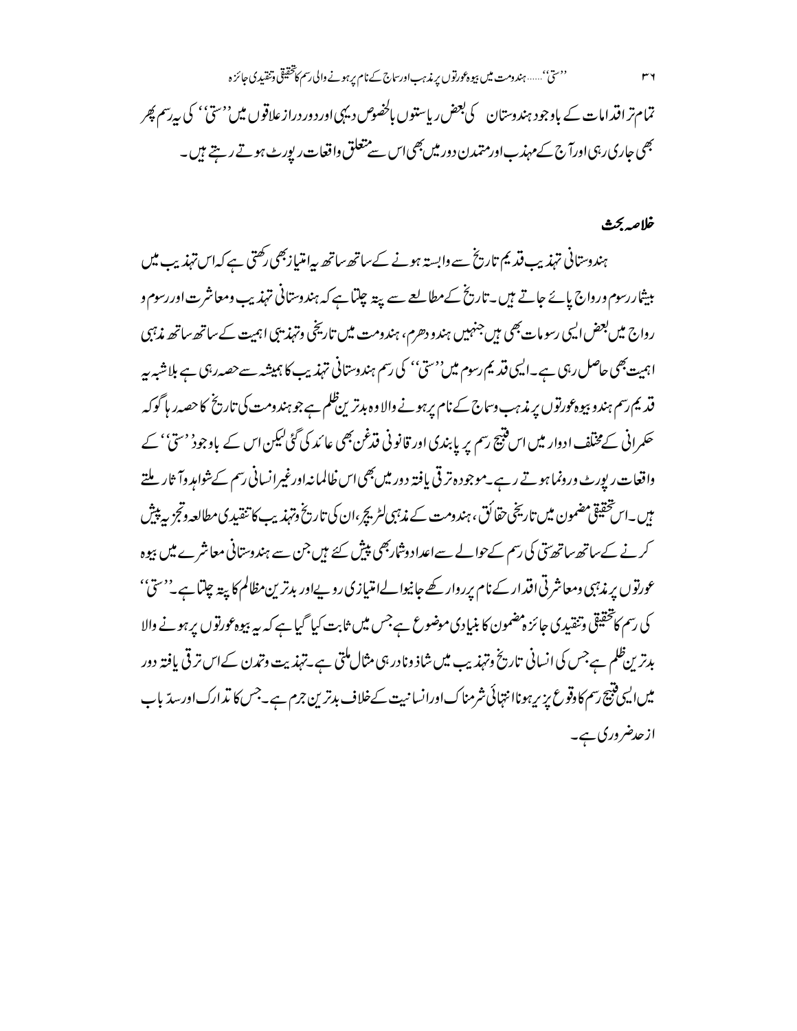تمام تر اقدامات کے باوجود ہندوستان کی بعض ریاستوں بالخصوص دیہی اور دور دراز علاقوں میں ''ستی'' کی یہ رسم پھر بھی جاری رہی اور آج کے مہذب اور متمدن دور میں بھی اس سے متعلق واقعات رپورٹ ہوتے رہتے ہیں۔

## خلاصہ بحث

ہندوستانی تہذیب قدیم تاریخ سے وابستہ ہونے کے ساتھ ساتھ یہ امتیاز بھی رکھتی ہے کہ اس تہذیب میں بیشمار رسوم و رواج پائے جاتے ہیں۔ تاریخ کے مطالعے سے پتہ چلتا ہے کہ ہندوستانی تہذیب و معاشرت اور رسوم و رواج میں بعض ایسی رسومات بھی ہیں جنہیں ہندو دھرم، ہندومت میں تاریخی و تہذیبی اہمیت کے ساتھ ساتھ مذہبی اہمیت بھی حاصل رہی ہے۔ ایسی قدیم رسوم میں ''ستی'' کی رسم ہندوستانی تہذیب کا ہمیشہ سے حصہ رہی ہے بلاشبہ یہ قدیم رسم ہندو بیوہ عورتوں پر مذہب و سماج کے نام پر ہونے والا وہ بدترین ظلم ہے جو ہندومت کی تاریخ کا حصہ رہا گو کہ حکمرانی کے مختلف ادوار میں اس قبیح رسم پر پابندی اور قانونی قدغن بھی عائد کی گئی لیکن اس کے باوجود ''ستی'' کے واقعات رپورٹ و رونما ہوتے رہے۔ موجودہ ترقی یافتہ دور میں بھی اس ظالمانہ اور غیر انسانی رسم کے شواہد و آثار ملتے ہیں۔ اس تحقیقی مضمون میں تاریخی حقائق، ہندومت کے مذہبی لٹریچر، ان کی تاریخ و تہذیب کا تنقیدی مطالعہ و تجزیہ پیش کرنے کے ساتھ ساتھ ستی کی رسم کے حوالے سے اعداد و شمار بھی پیش کئے ہیں جن سے ہندوستانی معاشرے میں بیوہ عورتوں پر مذہبی و معاشرتی اقدار کے نام پر روا رکھے جانیوالے امتیازی رویے اور بدترین مظالم کا پتہ چلتا ہے۔ ''ستی'' کی رسم کا تحقیقی و تنقیدی جائزہ مضمون کا بنیادی موضوع ہے جس میں ثابت کیا گیا ہے کہ یہ بیوہ عورتوں پر ہونے والا بدترین ظلم ہے جس کی انسانی تاریخ و تہذیب میں شاذ و نادر ہی مثال ملتی ہے۔ تہذیب و تمدن کے اس ترقی یافتہ دور میں ایسی قبیح رسم کا وقوع پزیر ہونا انتہائی شرمناک اور انسانیت کے خلاف بدترین جرم ہے۔ جس کا تدارک اور سدّ باب از حد ضروری ہے۔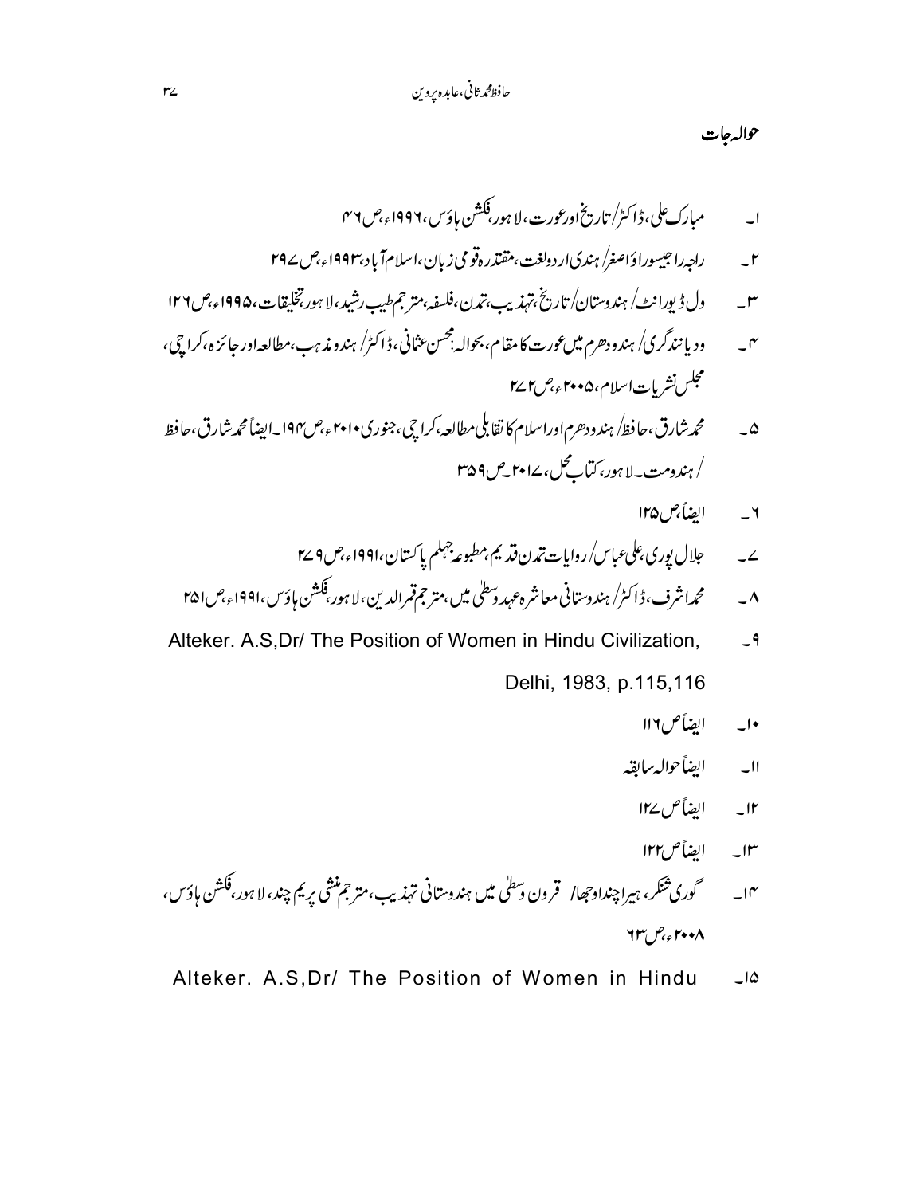## حوالہ جات

۱۔ مبارک علی، ڈاکٹر/ تاریخ اور عورت، لاہور، فکشن ہاؤس، ۱۹۹۶ء، ص ۴۶

۲۔ راجہ راجیسوراؤ اصغر/ ہندی اردو لغت، مقتدرہ قومی زبان، اسلام آباد، ۱۹۹۳ء، ص ۲۹۷

۳۔ ول ڈیورانٹ/ ہندوستان/ تاریخ، تہذیب، تمدن، فلسفہ، مترجم طیب رشید، لاہور، تخلیقات، ۱۹۹۵ء، ص ۱۲۶

۴۔ ودیانندگری/ ہندو دھرم میں عورت کا مقام، بحوالہ: محسن عثمانی، ڈاکٹر/ ہندو مذہب، مطالعہ اور جائزہ، کراچی، مجلس نشریات اسلام، ۲۰۰۵ء، ص ۲۷۲

۵۔ محمد شارق، حافظ/ ہندو دھرم اور اسلام کا تقابلی مطالعہ، کراچی، جنوری ۲۰۱۰ء، ص ۱۹۴۔ ایضاً محمد شارق، حافظ / ہندومت۔ لاہور، کتاب محل، ۲۰۱۷۔ ص ۳۵۹

۶۔ ایضاً ص ۱۲۵

۷۔ جلال پوری، علی عباس/ روایات تمدن قدیم، مطبوعہ جہلم پاکستان، ۱۹۹۱ء، ص ۲۷۹

۸۔ محمد اشرف، ڈاکٹر/ ہندوستانی معاشرہ عہد وسطیٰ میں، مترجم قمر الدین، لاہور، فکشن ہاؤس، ۱۹۹۱ء، ص ۲۵۱

۹۔ Alteker. A.S,Dr/ The Position of Women in Hindu Civilization, Delhi, 1983, p.115,116

۱۰۔ ایضاً ص ۱۱۶

۱۱۔ ایضاً حوالہ سابقہ

۱۲۔ ایضاً ص ۱۲۷

۱۳۔ ایضاً ص ۱۲۲

۱۴۔ گوری شنکر، ہیرا چند اوجھا/ قرون وسطیٰ میں ہندوستانی تہذیب، مترجم منشی پریم چند، لاہور، فکشن ہاؤس، ۲۰۰۸ء، ص ۶۳

۱۵۔ Alteker. A.S,Dr/ The Position of Women in Hindu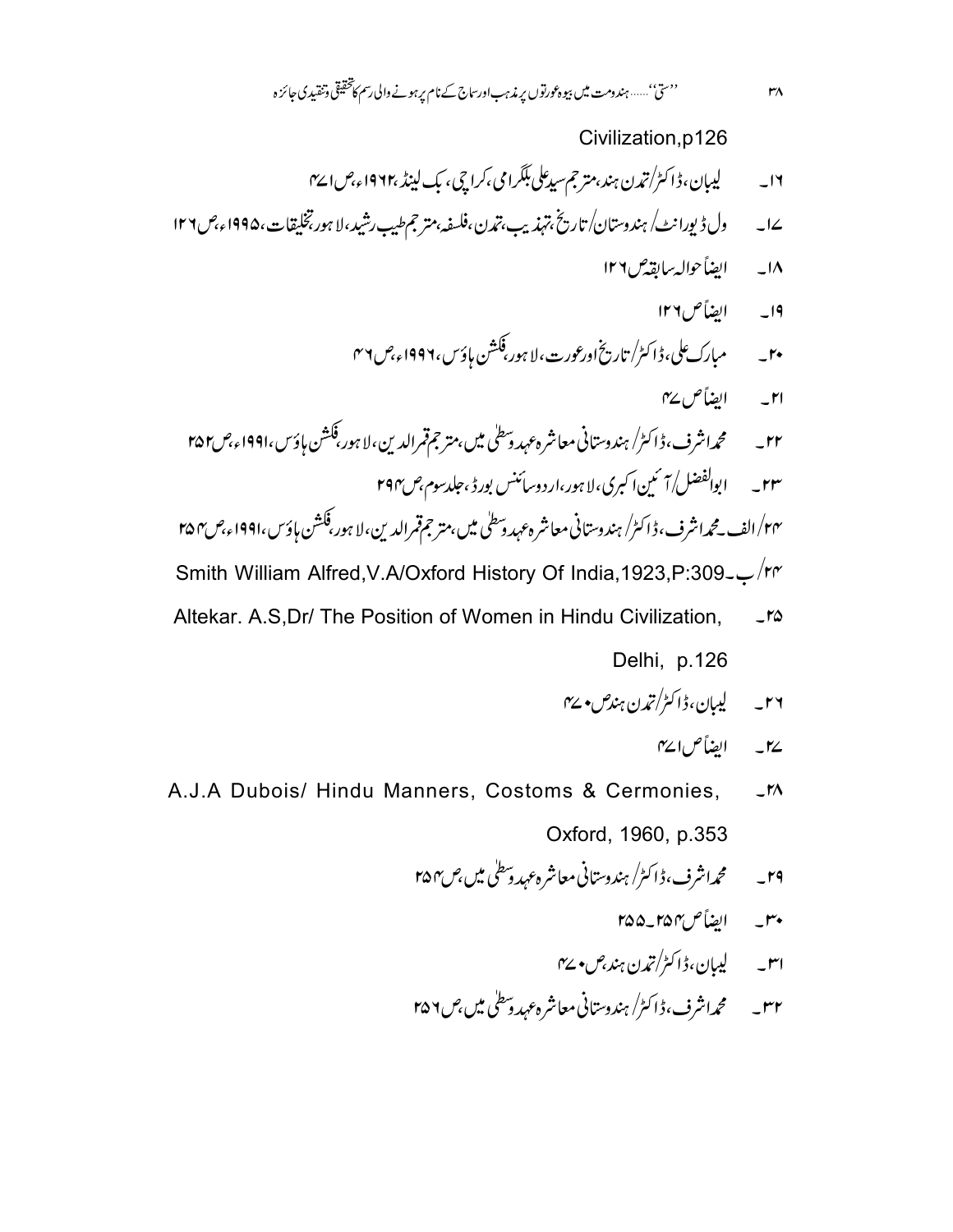Civilization,p126

۱۶۔ لیبان، ڈاکٹر/تمدن ہند، مترجم سید علی بلگرامی، کراچی، بک لینڈ، ۱۹۶۲ء، ص ۴۷۱

۱۷۔ ول ڈیورانٹ/ ہندوستان/ تاریخ، تہذیب، تمدن، فلسفہ، مترجم طیب رشید، لاہور، تخلیقات، ۱۹۹۵ء، ص ۱۲۶

۱۸۔ ایضاً حوالہ سابقہ ص ۱۲۶

۱۹۔ ایضاً ص ۱۲۶

۲۰۔ مبارک علی، ڈاکٹر/ تاریخ اور عورت، لاہور، فکشن ہاؤس، ۱۹۹۶ء، ص ۴۶

۲۱۔ ایضاً ص ۴۷

۲۲۔ محمد اشرف، ڈاکٹر/ ہندوستانی معاشرہ عہد وسطیٰ میں، مترجم قمر الدین، لاہور، فکشن ہاؤس، ۱۹۹۱ء، ص ۲۵۲

۲۳۔ ابوالفضل/ آئین اکبری، لاہور، اردو سائنس بورڈ، جلد سوم، ص ۲۹۴

۲۴/ الف۔ محمد اشرف، ڈاکٹر/ ہندوستانی معاشرہ عہد وسطیٰ میں، مترجم قمر الدین، لاہور، فکشن ہاؤس، ۱۹۹۱ء، ص ۲۵۴

۲۴/ ب۔ Smith William Alfred,V.A/Oxford History Of India,1923,P:309

۲۵۔ Altekar. A.S,Dr/ The Position of Women in Hindu Civilization, Delhi, p.126

۲۶۔ لیبان، ڈاکٹر/ تمدن ہند ص ۴۷۰

۲۷۔ ایضاً ص ۴۷۱

۲۸۔ A.J.A Dubois/ Hindu Manners, Costoms & Cermonies, Oxford, 1960, p.353

۲۹۔ محمد اشرف، ڈاکٹر/ ہندوستانی معاشرہ عہد وسطیٰ میں، ص ۲۵۴

۳۰۔ ایضاً ص ۲۵۴۔۲۵۵

۳۱۔ لیبان، ڈاکٹر/ تمدن ہند، ص ۴۷۰

۳۲۔ محمد اشرف، ڈاکٹر/ ہندوستانی معاشرہ عہد وسطیٰ میں، ص ۲۵۶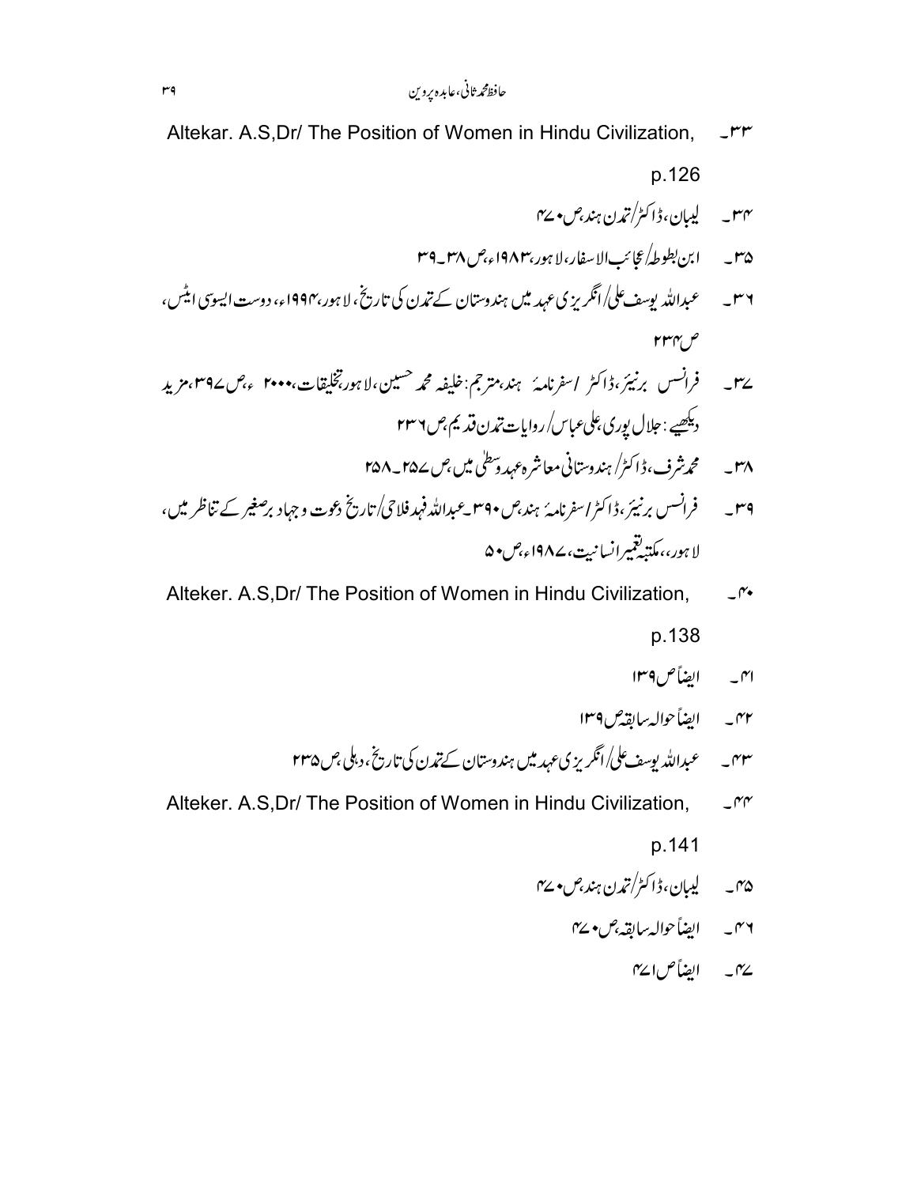۳۳۔ Altekar. A.S,Dr/ The Position of Women in Hindu Civilization, p.126

۳۴۔ لیبان، ڈاکٹر/تمدن ہند،ص۴۷۰

۳۵۔ ابن بطوطہ/عجائب الاسفار، لاہور،۱۹۸۳ء،ص۳۸۔۳۹

۳۶۔ عبداللہ یوسف علی/انگریزی عہد میں ہندوستان کے تمدن کی تاریخ، لاہور،۱۹۹۴ء، دوست ایسوسی ایٹس، ص۲۳۴

۳۷۔ فرانسس برنیئر، ڈاکٹر /سفرنامۂ ہند،مترجم:خلیفہ محمد حسین، لاہور،تخلیقات،۲۰۰۰ء،ص۳۹۷،مزید دیکھیے: جلال پوری، علی عباس/ روایات تمدن قدیم،ص۲۳۶

۳۸۔ محمد شرف، ڈاکٹر/ ہندوستانی معاشرہ عہد وسطیٰ میں،ص۲۵۷۔۲۵۸

۳۹۔ فرانسس برنیئر، ڈاکٹر/سفرنامۂ ہند،ص۳۹۰۔عبداللہ فہد فلاحی/تاریخ دعوت و جہاد برصغیر کے تناظر میں، لاہور،، مکتبہ تعمیر انسانیت،۱۹۸۷ء،ص۵۰

۴۰۔ Alteker. A.S,Dr/ The Position of Women in Hindu Civilization, p.138

۴۱۔ ایضاً ص۱۳۹

۴۲۔ ایضاً حوالہ سابقہ ص۱۳۹

۴۳۔ عبداللہ یوسف علی/انگریزی عہد میں ہندوستان کے تمدن کی تاریخ، دہلی ص۲۳۵

۴۴۔ Alteker. A.S,Dr/ The Position of Women in Hindu Civilization, p.141

۴۵۔ لیبان، ڈاکٹر/تمدن ہند،ص۴۷۰

۴۶۔ ایضاً حوالہ سابقہ،ص۴۷۰

۴۷۔ ایضاً ص۴۷۱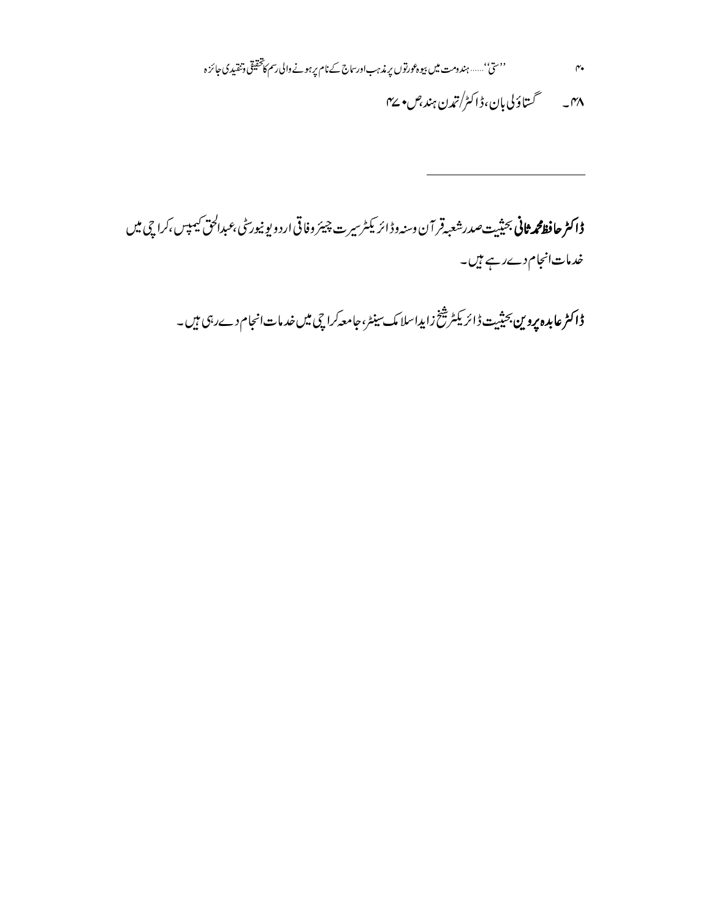۴۸۔ گستاوَلی بان، ڈاکٹر/تمدن ہند،ص۴۷۰

---

**ڈاکٹر حافظ محمد ثانی** بحیثیت صدر شعبہ قرآن وسنہ وڈائریکٹر سیرت چیئر وفاقی اردو یونیورسٹی، عبدالحق کیمپس، کراچی میں خدمات انجام دے رہے ہیں۔

**ڈاکٹر عابدہ پروین** بحیثیت ڈائریکٹر شیخ زاید اسلامک سینٹر، جامعہ کراچی میں خدمات انجام دے رہی ہیں۔